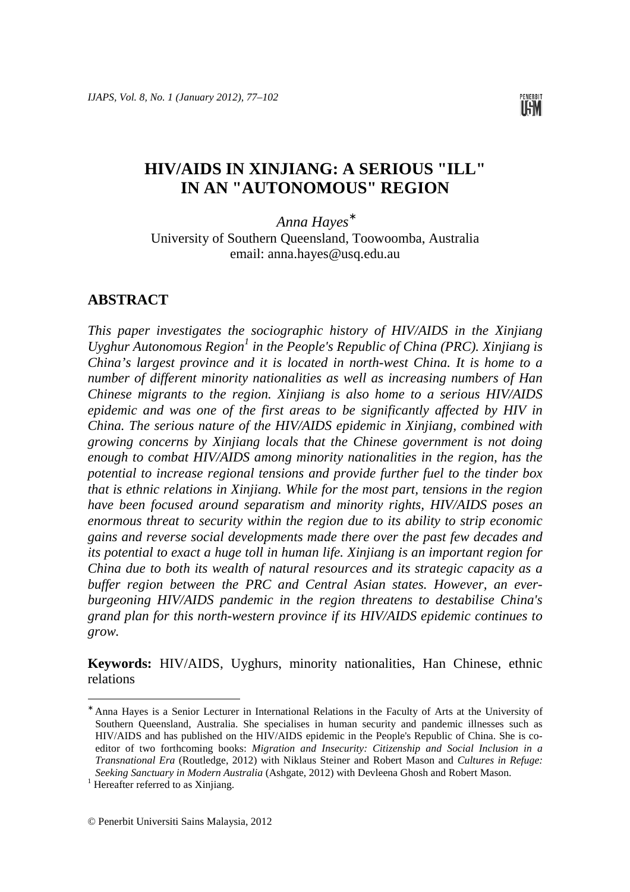# HIV/AIDS IN XINJIANG: A SERIOUS "ILL" IN AN "AUTONOMOUS" REGION

*Anna Hayes*[*]
University of Southern Queensland, Toowoomba, Australia
email: anna.hayes@usq.edu.au

## ABSTRACT

*This paper investigates the sociographic history of HIV/AIDS in the Xinjiang Uyghur Autonomous Region[1] in the People's Republic of China (PRC). Xinjiang is China's largest province and it is located in north-west China. It is home to a number of different minority nationalities as well as increasing numbers of Han Chinese migrants to the region. Xinjiang is also home to a serious HIV/AIDS epidemic and was one of the first areas to be significantly affected by HIV in China. The serious nature of the HIV/AIDS epidemic in Xinjiang, combined with growing concerns by Xinjiang locals that the Chinese government is not doing enough to combat HIV/AIDS among minority nationalities in the region, has the potential to increase regional tensions and provide further fuel to the tinder box that is ethnic relations in Xinjiang. While for the most part, tensions in the region have been focused around separatism and minority rights, HIV/AIDS poses an enormous threat to security within the region due to its ability to strip economic gains and reverse social developments made there over the past few decades and its potential to exact a huge toll in human life. Xinjiang is an important region for China due to both its wealth of natural resources and its strategic capacity as a buffer region between the PRC and Central Asian states. However, an ever-burgeoning HIV/AIDS pandemic in the region threatens to destabilise China's grand plan for this north-western province if its HIV/AIDS epidemic continues to grow.*

**Keywords:** HIV/AIDS, Uyghurs, minority nationalities, Han Chinese, ethnic relations

---

[*] Anna Hayes is a Senior Lecturer in International Relations in the Faculty of Arts at the University of Southern Queensland, Australia. She specialises in human security and pandemic illnesses such as HIV/AIDS and has published on the HIV/AIDS epidemic in the People's Republic of China. She is co-editor of two forthcoming books: *Migration and Insecurity: Citizenship and Social Inclusion in a Transnational Era* (Routledge, 2012) with Niklaus Steiner and Robert Mason and *Cultures in Refuge: Seeking Sanctuary in Modern Australia* (Ashgate, 2012) with Devleena Ghosh and Robert Mason.

[1] Hereafter referred to as Xinjiang.

© Penerbit Universiti Sains Malaysia, 2012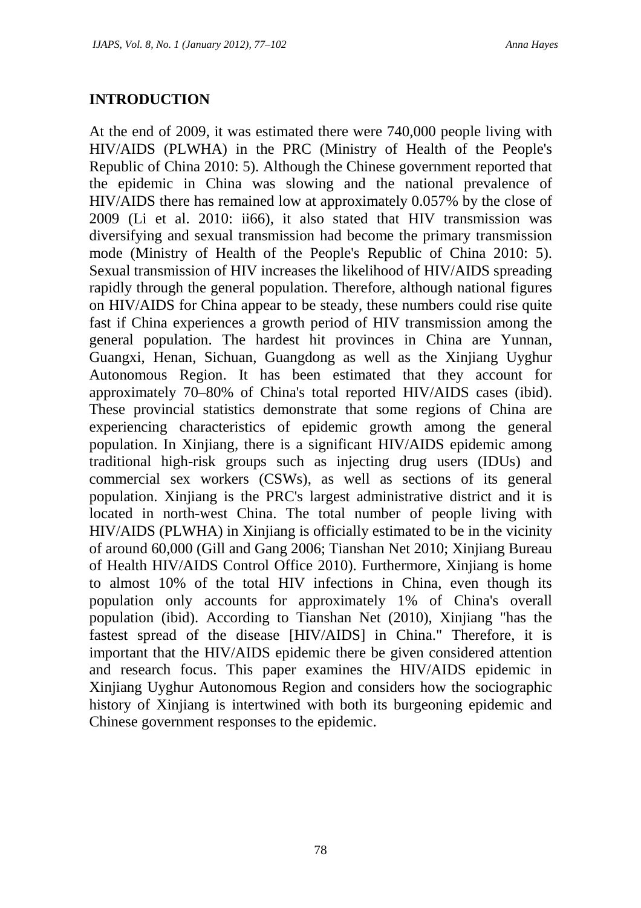## INTRODUCTION

At the end of 2009, it was estimated there were 740,000 people living with HIV/AIDS (PLWHA) in the PRC (Ministry of Health of the People's Republic of China 2010: 5). Although the Chinese government reported that the epidemic in China was slowing and the national prevalence of HIV/AIDS there has remained low at approximately 0.057% by the close of 2009 (Li et al. 2010: ii66), it also stated that HIV transmission was diversifying and sexual transmission had become the primary transmission mode (Ministry of Health of the People's Republic of China 2010: 5). Sexual transmission of HIV increases the likelihood of HIV/AIDS spreading rapidly through the general population. Therefore, although national figures on HIV/AIDS for China appear to be steady, these numbers could rise quite fast if China experiences a growth period of HIV transmission among the general population. The hardest hit provinces in China are Yunnan, Guangxi, Henan, Sichuan, Guangdong as well as the Xinjiang Uyghur Autonomous Region. It has been estimated that they account for approximately 70–80% of China's total reported HIV/AIDS cases (ibid). These provincial statistics demonstrate that some regions of China are experiencing characteristics of epidemic growth among the general population. In Xinjiang, there is a significant HIV/AIDS epidemic among traditional high-risk groups such as injecting drug users (IDUs) and commercial sex workers (CSWs), as well as sections of its general population. Xinjiang is the PRC's largest administrative district and it is located in north-west China. The total number of people living with HIV/AIDS (PLWHA) in Xinjiang is officially estimated to be in the vicinity of around 60,000 (Gill and Gang 2006; Tianshan Net 2010; Xinjiang Bureau of Health HIV/AIDS Control Office 2010). Furthermore, Xinjiang is home to almost 10% of the total HIV infections in China, even though its population only accounts for approximately 1% of China's overall population (ibid). According to Tianshan Net (2010), Xinjiang "has the fastest spread of the disease [HIV/AIDS] in China." Therefore, it is important that the HIV/AIDS epidemic there be given considered attention and research focus. This paper examines the HIV/AIDS epidemic in Xinjiang Uyghur Autonomous Region and considers how the sociographic history of Xinjiang is intertwined with both its burgeoning epidemic and Chinese government responses to the epidemic.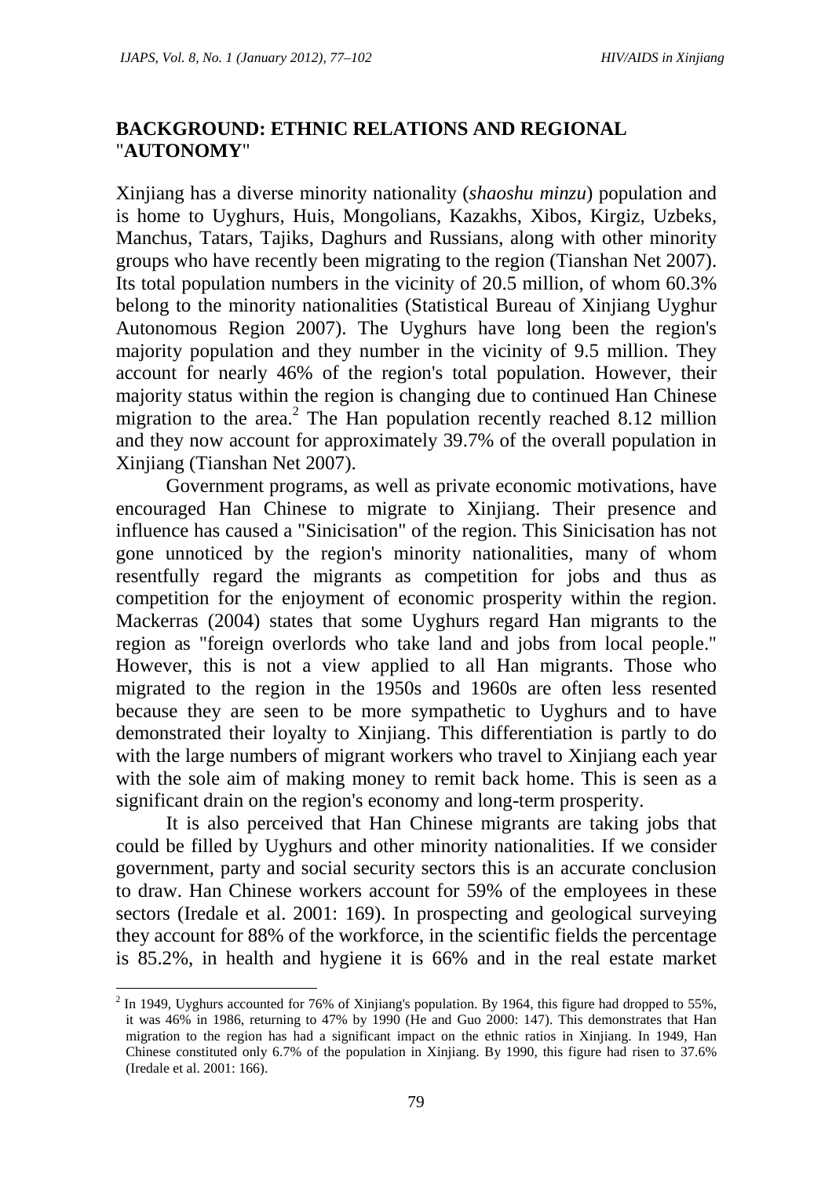## BACKGROUND: ETHNIC RELATIONS AND REGIONAL "AUTONOMY"

Xinjiang has a diverse minority nationality (*shaoshu minzu*) population and is home to Uyghurs, Huis, Mongolians, Kazakhs, Xibos, Kirgiz, Uzbeks, Manchus, Tatars, Tajiks, Daghurs and Russians, along with other minority groups who have recently been migrating to the region (Tianshan Net 2007). Its total population numbers in the vicinity of 20.5 million, of whom 60.3% belong to the minority nationalities (Statistical Bureau of Xinjiang Uyghur Autonomous Region 2007). The Uyghurs have long been the region's majority population and they number in the vicinity of 9.5 million. They account for nearly 46% of the region's total population. However, their majority status within the region is changing due to continued Han Chinese migration to the area.[2] The Han population recently reached 8.12 million and they now account for approximately 39.7% of the overall population in Xinjiang (Tianshan Net 2007).

Government programs, as well as private economic motivations, have encouraged Han Chinese to migrate to Xinjiang. Their presence and influence has caused a "Sinicisation" of the region. This Sinicisation has not gone unnoticed by the region's minority nationalities, many of whom resentfully regard the migrants as competition for jobs and thus as competition for the enjoyment of economic prosperity within the region. Mackerras (2004) states that some Uyghurs regard Han migrants to the region as "foreign overlords who take land and jobs from local people." However, this is not a view applied to all Han migrants. Those who migrated to the region in the 1950s and 1960s are often less resented because they are seen to be more sympathetic to Uyghurs and to have demonstrated their loyalty to Xinjiang. This differentiation is partly to do with the large numbers of migrant workers who travel to Xinjiang each year with the sole aim of making money to remit back home. This is seen as a significant drain on the region's economy and long-term prosperity.

It is also perceived that Han Chinese migrants are taking jobs that could be filled by Uyghurs and other minority nationalities. If we consider government, party and social security sectors this is an accurate conclusion to draw. Han Chinese workers account for 59% of the employees in these sectors (Iredale et al. 2001: 169). In prospecting and geological surveying they account for 88% of the workforce, in the scientific fields the percentage is 85.2%, in health and hygiene it is 66% and in the real estate market

[2] In 1949, Uyghurs accounted for 76% of Xinjiang's population. By 1964, this figure had dropped to 55%, it was 46% in 1986, returning to 47% by 1990 (He and Guo 2000: 147). This demonstrates that Han migration to the region has had a significant impact on the ethnic ratios in Xinjiang. In 1949, Han Chinese constituted only 6.7% of the population in Xinjiang. By 1990, this figure had risen to 37.6% (Iredale et al. 2001: 166).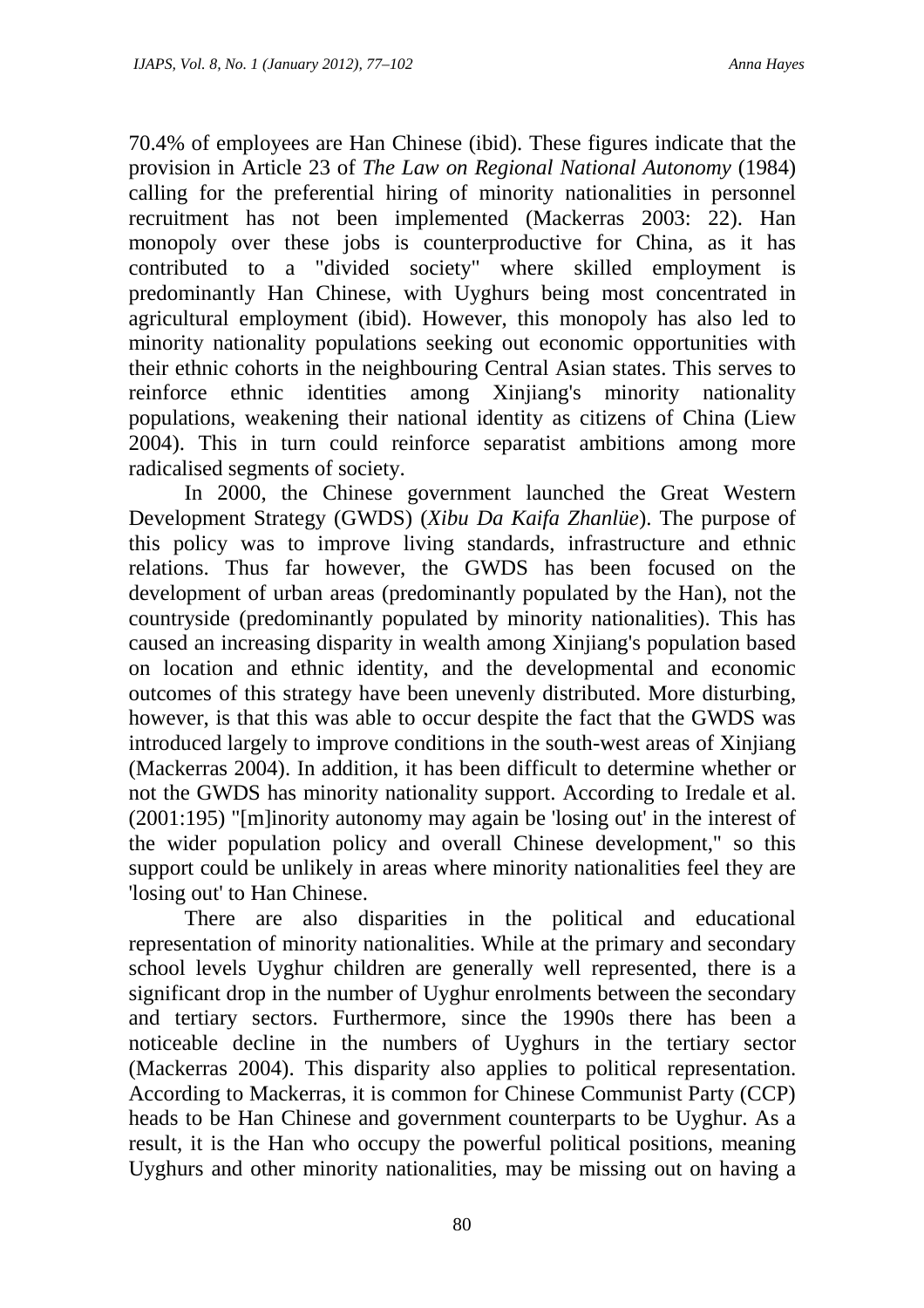70.4% of employees are Han Chinese (ibid). These figures indicate that the provision in Article 23 of *The Law on Regional National Autonomy* (1984) calling for the preferential hiring of minority nationalities in personnel recruitment has not been implemented (Mackerras 2003: 22). Han monopoly over these jobs is counterproductive for China, as it has contributed to a "divided society" where skilled employment is predominantly Han Chinese, with Uyghurs being most concentrated in agricultural employment (ibid). However, this monopoly has also led to minority nationality populations seeking out economic opportunities with their ethnic cohorts in the neighbouring Central Asian states. This serves to reinforce ethnic identities among Xinjiang's minority nationality populations, weakening their national identity as citizens of China (Liew 2004). This in turn could reinforce separatist ambitions among more radicalised segments of society.

In 2000, the Chinese government launched the Great Western Development Strategy (GWDS) (*Xibu Da Kaifa Zhanlüe*). The purpose of this policy was to improve living standards, infrastructure and ethnic relations. Thus far however, the GWDS has been focused on the development of urban areas (predominantly populated by the Han), not the countryside (predominantly populated by minority nationalities). This has caused an increasing disparity in wealth among Xinjiang's population based on location and ethnic identity, and the developmental and economic outcomes of this strategy have been unevenly distributed. More disturbing, however, is that this was able to occur despite the fact that the GWDS was introduced largely to improve conditions in the south-west areas of Xinjiang (Mackerras 2004). In addition, it has been difficult to determine whether or not the GWDS has minority nationality support. According to Iredale et al. (2001:195) "[m]inority autonomy may again be 'losing out' in the interest of the wider population policy and overall Chinese development," so this support could be unlikely in areas where minority nationalities feel they are 'losing out' to Han Chinese.

There are also disparities in the political and educational representation of minority nationalities. While at the primary and secondary school levels Uyghur children are generally well represented, there is a significant drop in the number of Uyghur enrolments between the secondary and tertiary sectors. Furthermore, since the 1990s there has been a noticeable decline in the numbers of Uyghurs in the tertiary sector (Mackerras 2004). This disparity also applies to political representation. According to Mackerras, it is common for Chinese Communist Party (CCP) heads to be Han Chinese and government counterparts to be Uyghur. As a result, it is the Han who occupy the powerful political positions, meaning Uyghurs and other minority nationalities, may be missing out on having a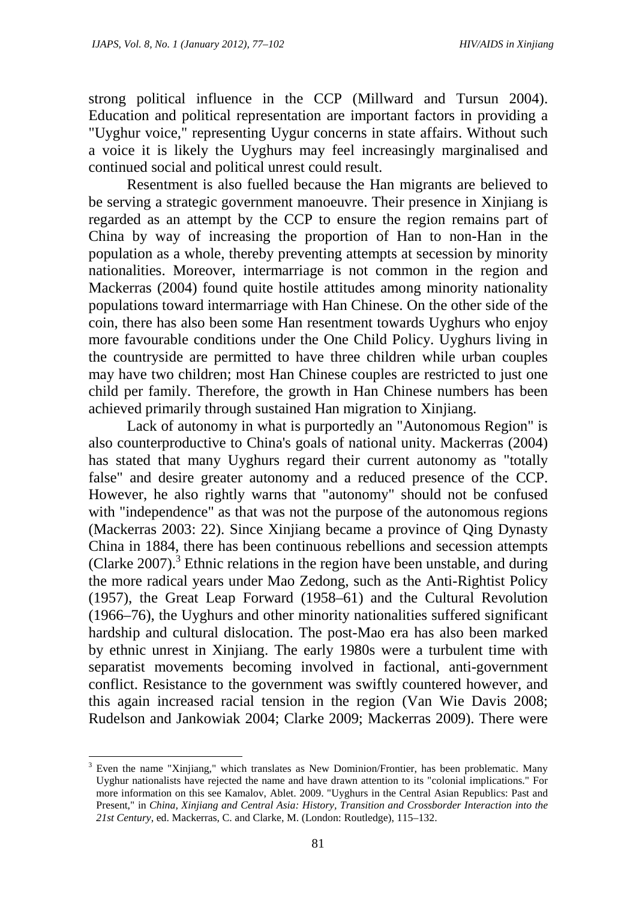strong political influence in the CCP (Millward and Tursun 2004). Education and political representation are important factors in providing a "Uyghur voice," representing Uygur concerns in state affairs. Without such a voice it is likely the Uyghurs may feel increasingly marginalised and continued social and political unrest could result.

Resentment is also fuelled because the Han migrants are believed to be serving a strategic government manoeuvre. Their presence in Xinjiang is regarded as an attempt by the CCP to ensure the region remains part of China by way of increasing the proportion of Han to non-Han in the population as a whole, thereby preventing attempts at secession by minority nationalities. Moreover, intermarriage is not common in the region and Mackerras (2004) found quite hostile attitudes among minority nationality populations toward intermarriage with Han Chinese. On the other side of the coin, there has also been some Han resentment towards Uyghurs who enjoy more favourable conditions under the One Child Policy. Uyghurs living in the countryside are permitted to have three children while urban couples may have two children; most Han Chinese couples are restricted to just one child per family. Therefore, the growth in Han Chinese numbers has been achieved primarily through sustained Han migration to Xinjiang.

Lack of autonomy in what is purportedly an "Autonomous Region" is also counterproductive to China's goals of national unity. Mackerras (2004) has stated that many Uyghurs regard their current autonomy as "totally false" and desire greater autonomy and a reduced presence of the CCP. However, he also rightly warns that "autonomy" should not be confused with "independence" as that was not the purpose of the autonomous regions (Mackerras 2003: 22). Since Xinjiang became a province of Qing Dynasty China in 1884, there has been continuous rebellions and secession attempts (Clarke 2007).[3] Ethnic relations in the region have been unstable, and during the more radical years under Mao Zedong, such as the Anti-Rightist Policy (1957), the Great Leap Forward (1958–61) and the Cultural Revolution (1966–76), the Uyghurs and other minority nationalities suffered significant hardship and cultural dislocation. The post-Mao era has also been marked by ethnic unrest in Xinjiang. The early 1980s were a turbulent time with separatist movements becoming involved in factional, anti-government conflict. Resistance to the government was swiftly countered however, and this again increased racial tension in the region (Van Wie Davis 2008; Rudelson and Jankowiak 2004; Clarke 2009; Mackerras 2009). There were

[3] Even the name "Xinjiang," which translates as New Dominion/Frontier, has been problematic. Many Uyghur nationalists have rejected the name and have drawn attention to its "colonial implications." For more information on this see Kamalov, Ablet. 2009. "Uyghurs in the Central Asian Republics: Past and Present," in *China, Xinjiang and Central Asia: History, Transition and Crossborder Interaction into the 21st Century*, ed. Mackerras, C. and Clarke, M. (London: Routledge), 115–132.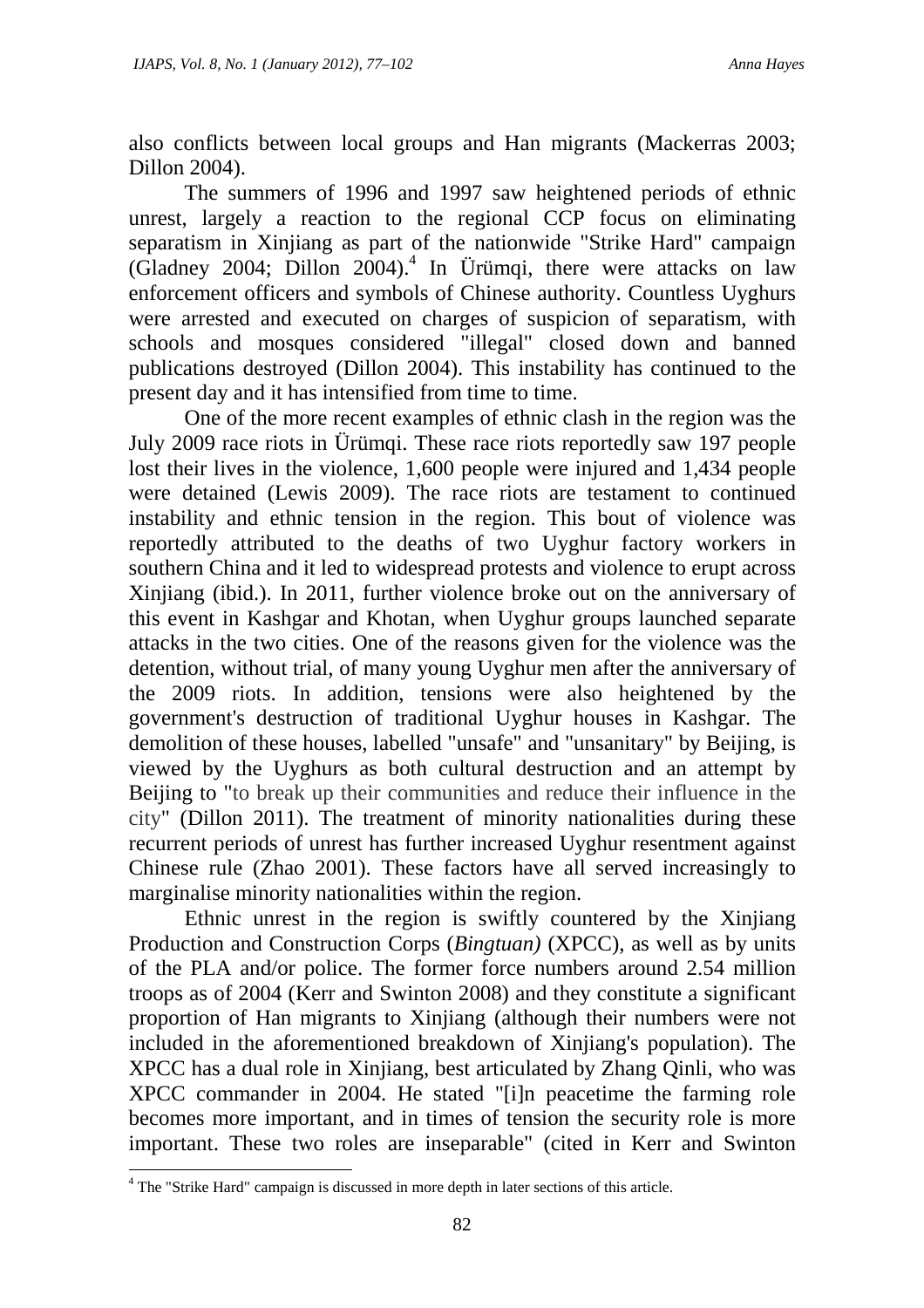also conflicts between local groups and Han migrants (Mackerras 2003; Dillon 2004).

The summers of 1996 and 1997 saw heightened periods of ethnic unrest, largely a reaction to the regional CCP focus on eliminating separatism in Xinjiang as part of the nationwide "Strike Hard" campaign (Gladney 2004; Dillon 2004).[4] In Ürümqi, there were attacks on law enforcement officers and symbols of Chinese authority. Countless Uyghurs were arrested and executed on charges of suspicion of separatism, with schools and mosques considered "illegal" closed down and banned publications destroyed (Dillon 2004). This instability has continued to the present day and it has intensified from time to time.

One of the more recent examples of ethnic clash in the region was the July 2009 race riots in Ürümqi. These race riots reportedly saw 197 people lost their lives in the violence, 1,600 people were injured and 1,434 people were detained (Lewis 2009). The race riots are testament to continued instability and ethnic tension in the region. This bout of violence was reportedly attributed to the deaths of two Uyghur factory workers in southern China and it led to widespread protests and violence to erupt across Xinjiang (ibid.). In 2011, further violence broke out on the anniversary of this event in Kashgar and Khotan, when Uyghur groups launched separate attacks in the two cities. One of the reasons given for the violence was the detention, without trial, of many young Uyghur men after the anniversary of the 2009 riots. In addition, tensions were also heightened by the government's destruction of traditional Uyghur houses in Kashgar. The demolition of these houses, labelled "unsafe" and "unsanitary" by Beijing, is viewed by the Uyghurs as both cultural destruction and an attempt by Beijing to "to break up their communities and reduce their influence in the city" (Dillon 2011). The treatment of minority nationalities during these recurrent periods of unrest has further increased Uyghur resentment against Chinese rule (Zhao 2001). These factors have all served increasingly to marginalise minority nationalities within the region.

Ethnic unrest in the region is swiftly countered by the Xinjiang Production and Construction Corps (*Bingtuan)* (XPCC), as well as by units of the PLA and/or police. The former force numbers around 2.54 million troops as of 2004 (Kerr and Swinton 2008) and they constitute a significant proportion of Han migrants to Xinjiang (although their numbers were not included in the aforementioned breakdown of Xinjiang's population). The XPCC has a dual role in Xinjiang, best articulated by Zhang Qinli, who was XPCC commander in 2004. He stated "[i]n peacetime the farming role becomes more important, and in times of tension the security role is more important. These two roles are inseparable" (cited in Kerr and Swinton

[4] The "Strike Hard" campaign is discussed in more depth in later sections of this article.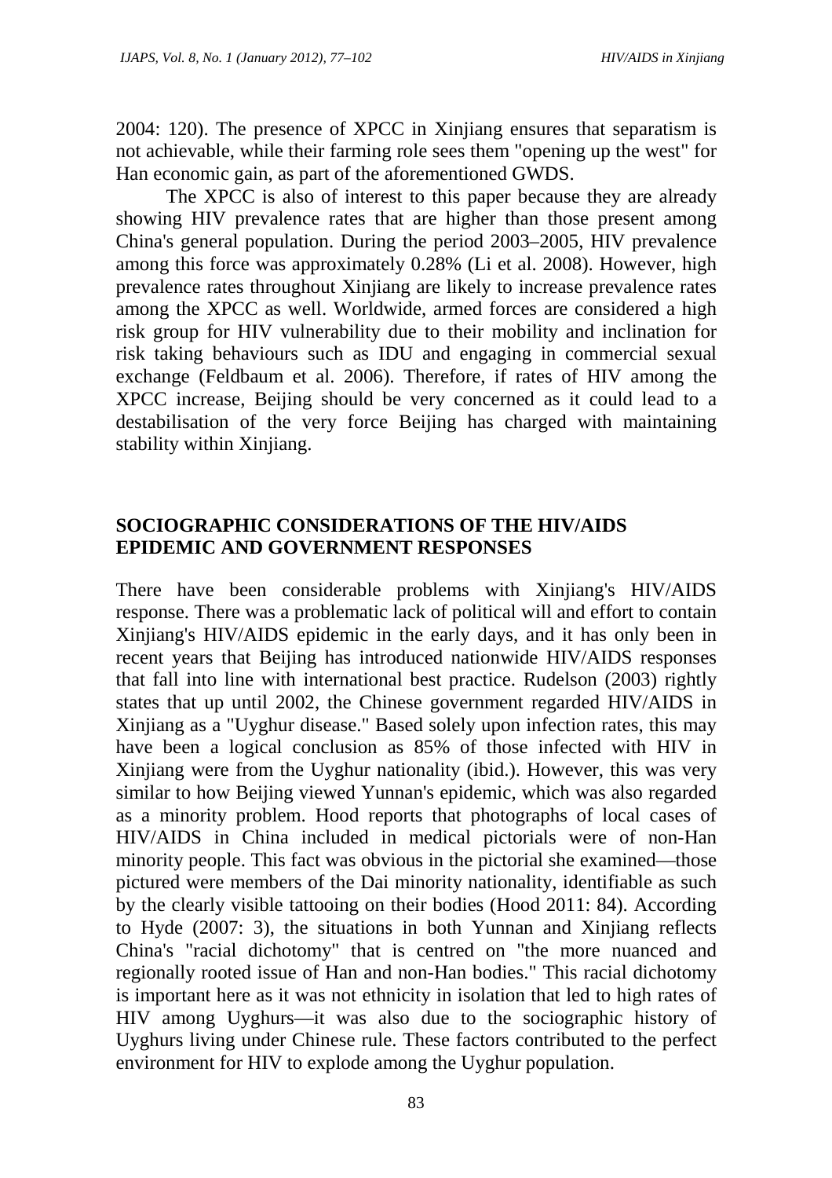2004: 120). The presence of XPCC in Xinjiang ensures that separatism is not achievable, while their farming role sees them "opening up the west" for Han economic gain, as part of the aforementioned GWDS.

The XPCC is also of interest to this paper because they are already showing HIV prevalence rates that are higher than those present among China's general population. During the period 2003–2005, HIV prevalence among this force was approximately 0.28% (Li et al. 2008). However, high prevalence rates throughout Xinjiang are likely to increase prevalence rates among the XPCC as well. Worldwide, armed forces are considered a high risk group for HIV vulnerability due to their mobility and inclination for risk taking behaviours such as IDU and engaging in commercial sexual exchange (Feldbaum et al. 2006). Therefore, if rates of HIV among the XPCC increase, Beijing should be very concerned as it could lead to a destabilisation of the very force Beijing has charged with maintaining stability within Xinjiang.

## SOCIOGRAPHIC CONSIDERATIONS OF THE HIV/AIDS EPIDEMIC AND GOVERNMENT RESPONSES

There have been considerable problems with Xinjiang's HIV/AIDS response. There was a problematic lack of political will and effort to contain Xinjiang's HIV/AIDS epidemic in the early days, and it has only been in recent years that Beijing has introduced nationwide HIV/AIDS responses that fall into line with international best practice. Rudelson (2003) rightly states that up until 2002, the Chinese government regarded HIV/AIDS in Xinjiang as a "Uyghur disease." Based solely upon infection rates, this may have been a logical conclusion as 85% of those infected with HIV in Xinjiang were from the Uyghur nationality (ibid.). However, this was very similar to how Beijing viewed Yunnan's epidemic, which was also regarded as a minority problem. Hood reports that photographs of local cases of HIV/AIDS in China included in medical pictorials were of non-Han minority people. This fact was obvious in the pictorial she examined—those pictured were members of the Dai minority nationality, identifiable as such by the clearly visible tattooing on their bodies (Hood 2011: 84). According to Hyde (2007: 3), the situations in both Yunnan and Xinjiang reflects China's "racial dichotomy" that is centred on "the more nuanced and regionally rooted issue of Han and non-Han bodies." This racial dichotomy is important here as it was not ethnicity in isolation that led to high rates of HIV among Uyghurs—it was also due to the sociographic history of Uyghurs living under Chinese rule. These factors contributed to the perfect environment for HIV to explode among the Uyghur population.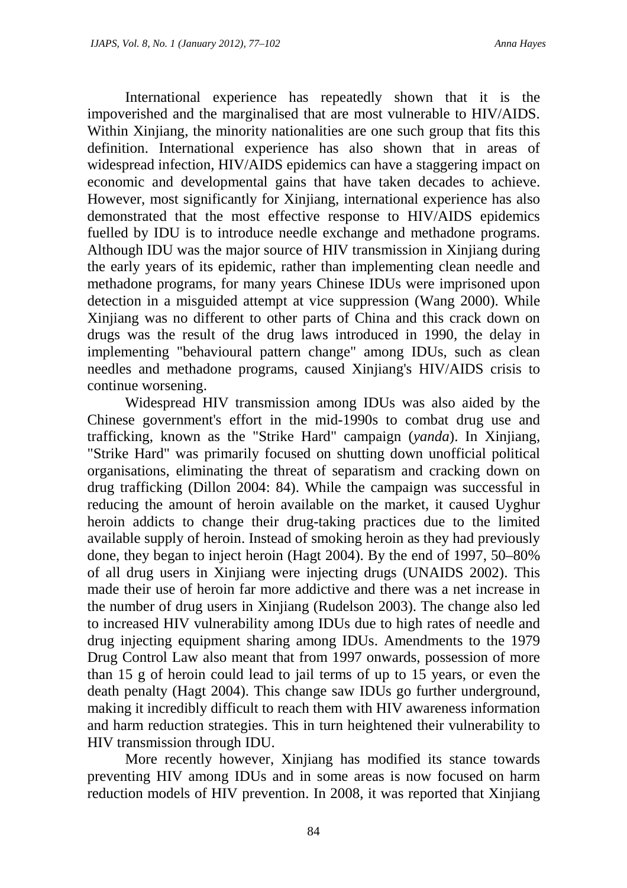International experience has repeatedly shown that it is the impoverished and the marginalised that are most vulnerable to HIV/AIDS. Within Xinjiang, the minority nationalities are one such group that fits this definition. International experience has also shown that in areas of widespread infection, HIV/AIDS epidemics can have a staggering impact on economic and developmental gains that have taken decades to achieve. However, most significantly for Xinjiang, international experience has also demonstrated that the most effective response to HIV/AIDS epidemics fuelled by IDU is to introduce needle exchange and methadone programs. Although IDU was the major source of HIV transmission in Xinjiang during the early years of its epidemic, rather than implementing clean needle and methadone programs, for many years Chinese IDUs were imprisoned upon detection in a misguided attempt at vice suppression (Wang 2000). While Xinjiang was no different to other parts of China and this crack down on drugs was the result of the drug laws introduced in 1990, the delay in implementing "behavioural pattern change" among IDUs, such as clean needles and methadone programs, caused Xinjiang's HIV/AIDS crisis to continue worsening.

Widespread HIV transmission among IDUs was also aided by the Chinese government's effort in the mid-1990s to combat drug use and trafficking, known as the "Strike Hard" campaign (*yanda*). In Xinjiang, "Strike Hard" was primarily focused on shutting down unofficial political organisations, eliminating the threat of separatism and cracking down on drug trafficking (Dillon 2004: 84). While the campaign was successful in reducing the amount of heroin available on the market, it caused Uyghur heroin addicts to change their drug-taking practices due to the limited available supply of heroin. Instead of smoking heroin as they had previously done, they began to inject heroin (Hagt 2004). By the end of 1997, 50–80% of all drug users in Xinjiang were injecting drugs (UNAIDS 2002). This made their use of heroin far more addictive and there was a net increase in the number of drug users in Xinjiang (Rudelson 2003). The change also led to increased HIV vulnerability among IDUs due to high rates of needle and drug injecting equipment sharing among IDUs. Amendments to the 1979 Drug Control Law also meant that from 1997 onwards, possession of more than 15 g of heroin could lead to jail terms of up to 15 years, or even the death penalty (Hagt 2004). This change saw IDUs go further underground, making it incredibly difficult to reach them with HIV awareness information and harm reduction strategies. This in turn heightened their vulnerability to HIV transmission through IDU.

More recently however, Xinjiang has modified its stance towards preventing HIV among IDUs and in some areas is now focused on harm reduction models of HIV prevention. In 2008, it was reported that Xinjiang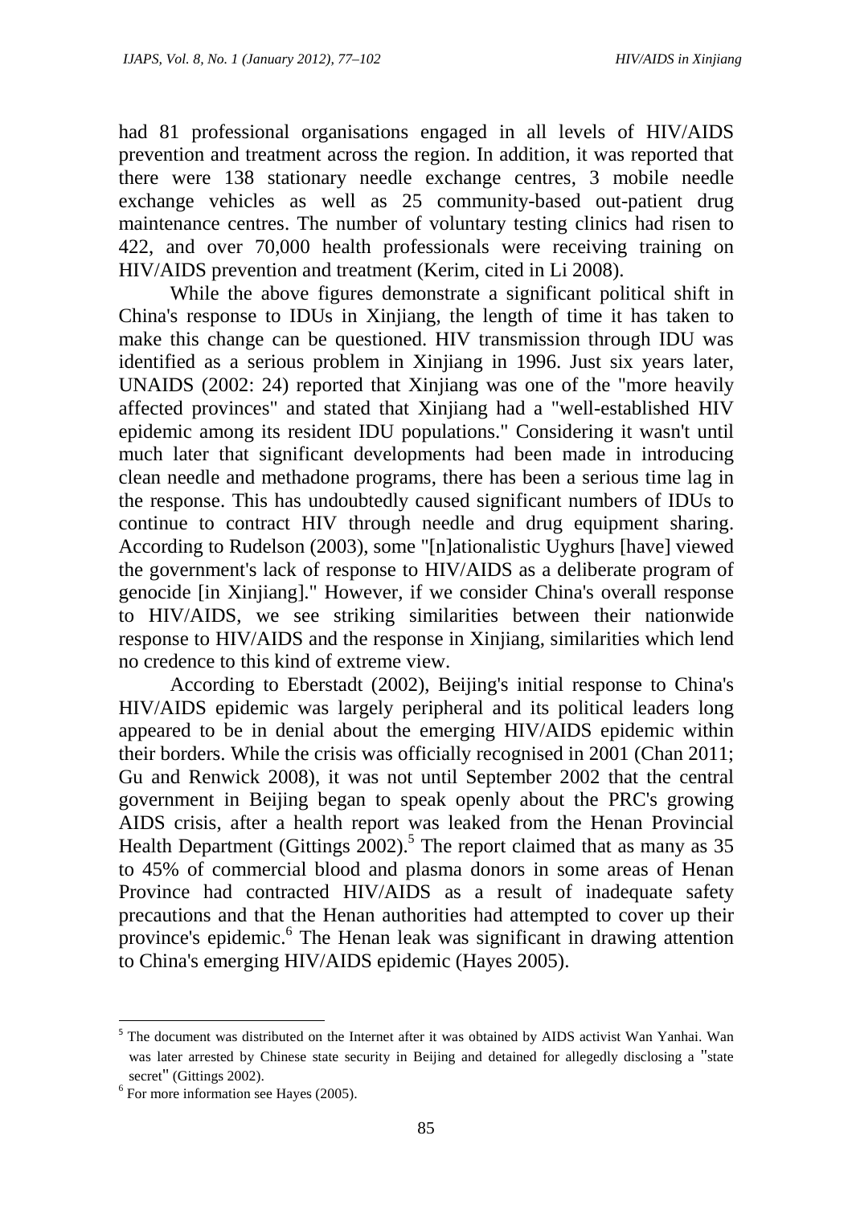had 81 professional organisations engaged in all levels of HIV/AIDS prevention and treatment across the region. In addition, it was reported that there were 138 stationary needle exchange centres, 3 mobile needle exchange vehicles as well as 25 community-based out-patient drug maintenance centres. The number of voluntary testing clinics had risen to 422, and over 70,000 health professionals were receiving training on HIV/AIDS prevention and treatment (Kerim, cited in Li 2008).

While the above figures demonstrate a significant political shift in China's response to IDUs in Xinjiang, the length of time it has taken to make this change can be questioned. HIV transmission through IDU was identified as a serious problem in Xinjiang in 1996. Just six years later, UNAIDS (2002: 24) reported that Xinjiang was one of the "more heavily affected provinces" and stated that Xinjiang had a "well-established HIV epidemic among its resident IDU populations." Considering it wasn't until much later that significant developments had been made in introducing clean needle and methadone programs, there has been a serious time lag in the response. This has undoubtedly caused significant numbers of IDUs to continue to contract HIV through needle and drug equipment sharing. According to Rudelson (2003), some "[n]ationalistic Uyghurs [have] viewed the government's lack of response to HIV/AIDS as a deliberate program of genocide [in Xinjiang]." However, if we consider China's overall response to HIV/AIDS, we see striking similarities between their nationwide response to HIV/AIDS and the response in Xinjiang, similarities which lend no credence to this kind of extreme view.

According to Eberstadt (2002), Beijing's initial response to China's HIV/AIDS epidemic was largely peripheral and its political leaders long appeared to be in denial about the emerging HIV/AIDS epidemic within their borders. While the crisis was officially recognised in 2001 (Chan 2011; Gu and Renwick 2008), it was not until September 2002 that the central government in Beijing began to speak openly about the PRC's growing AIDS crisis, after a health report was leaked from the Henan Provincial Health Department (Gittings 2002).[5] The report claimed that as many as 35 to 45% of commercial blood and plasma donors in some areas of Henan Province had contracted HIV/AIDS as a result of inadequate safety precautions and that the Henan authorities had attempted to cover up their province's epidemic.[6] The Henan leak was significant in drawing attention to China's emerging HIV/AIDS epidemic (Hayes 2005).

---

[5] The document was distributed on the Internet after it was obtained by AIDS activist Wan Yanhai. Wan was later arrested by Chinese state security in Beijing and detained for allegedly disclosing a "state secret" (Gittings 2002).

[6] For more information see Hayes (2005).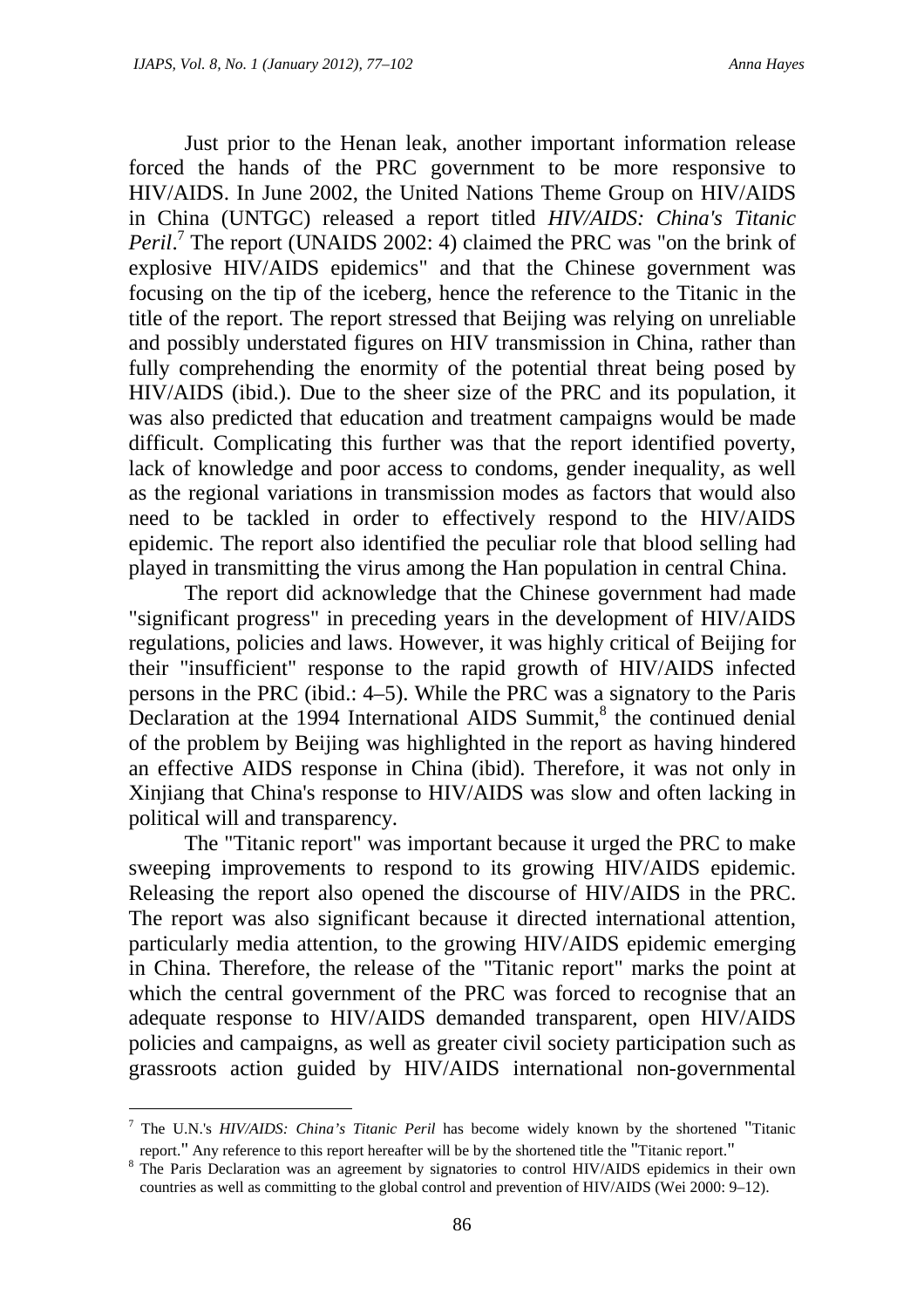Just prior to the Henan leak, another important information release forced the hands of the PRC government to be more responsive to HIV/AIDS. In June 2002, the United Nations Theme Group on HIV/AIDS in China (UNTGC) released a report titled *HIV/AIDS: China's Titanic Peril*.[7] The report (UNAIDS 2002: 4) claimed the PRC was "on the brink of explosive HIV/AIDS epidemics" and that the Chinese government was focusing on the tip of the iceberg, hence the reference to the Titanic in the title of the report. The report stressed that Beijing was relying on unreliable and possibly understated figures on HIV transmission in China, rather than fully comprehending the enormity of the potential threat being posed by HIV/AIDS (ibid.). Due to the sheer size of the PRC and its population, it was also predicted that education and treatment campaigns would be made difficult. Complicating this further was that the report identified poverty, lack of knowledge and poor access to condoms, gender inequality, as well as the regional variations in transmission modes as factors that would also need to be tackled in order to effectively respond to the HIV/AIDS epidemic. The report also identified the peculiar role that blood selling had played in transmitting the virus among the Han population in central China.

The report did acknowledge that the Chinese government had made "significant progress" in preceding years in the development of HIV/AIDS regulations, policies and laws. However, it was highly critical of Beijing for their "insufficient" response to the rapid growth of HIV/AIDS infected persons in the PRC (ibid.: 4–5). While the PRC was a signatory to the Paris Declaration at the 1994 International AIDS Summit,[8] the continued denial of the problem by Beijing was highlighted in the report as having hindered an effective AIDS response in China (ibid). Therefore, it was not only in Xinjiang that China's response to HIV/AIDS was slow and often lacking in political will and transparency.

The "Titanic report" was important because it urged the PRC to make sweeping improvements to respond to its growing HIV/AIDS epidemic. Releasing the report also opened the discourse of HIV/AIDS in the PRC. The report was also significant because it directed international attention, particularly media attention, to the growing HIV/AIDS epidemic emerging in China. Therefore, the release of the "Titanic report" marks the point at which the central government of the PRC was forced to recognise that an adequate response to HIV/AIDS demanded transparent, open HIV/AIDS policies and campaigns, as well as greater civil society participation such as grassroots action guided by HIV/AIDS international non-governmental

---

[7] The U.N.'s *HIV/AIDS: China's Titanic Peril* has become widely known by the shortened "Titanic report." Any reference to this report hereafter will be by the shortened title the "Titanic report."

[8] The Paris Declaration was an agreement by signatories to control HIV/AIDS epidemics in their own countries as well as committing to the global control and prevention of HIV/AIDS (Wei 2000: 9–12).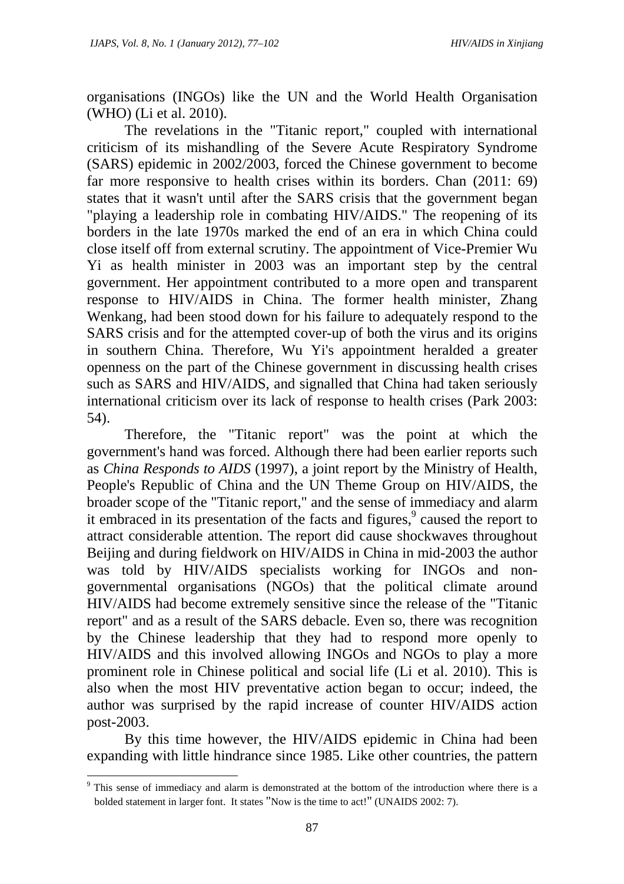organisations (INGOs) like the UN and the World Health Organisation (WHO) (Li et al. 2010).

The revelations in the "Titanic report," coupled with international criticism of its mishandling of the Severe Acute Respiratory Syndrome (SARS) epidemic in 2002/2003, forced the Chinese government to become far more responsive to health crises within its borders. Chan (2011: 69) states that it wasn't until after the SARS crisis that the government began "playing a leadership role in combating HIV/AIDS." The reopening of its borders in the late 1970s marked the end of an era in which China could close itself off from external scrutiny. The appointment of Vice-Premier Wu Yi as health minister in 2003 was an important step by the central government. Her appointment contributed to a more open and transparent response to HIV/AIDS in China. The former health minister, Zhang Wenkang, had been stood down for his failure to adequately respond to the SARS crisis and for the attempted cover-up of both the virus and its origins in southern China. Therefore, Wu Yi's appointment heralded a greater openness on the part of the Chinese government in discussing health crises such as SARS and HIV/AIDS, and signalled that China had taken seriously international criticism over its lack of response to health crises (Park 2003: 54).

Therefore, the "Titanic report" was the point at which the government's hand was forced. Although there had been earlier reports such as *China Responds to AIDS* (1997), a joint report by the Ministry of Health, People's Republic of China and the UN Theme Group on HIV/AIDS, the broader scope of the "Titanic report," and the sense of immediacy and alarm it embraced in its presentation of the facts and figures,[9] caused the report to attract considerable attention. The report did cause shockwaves throughout Beijing and during fieldwork on HIV/AIDS in China in mid-2003 the author was told by HIV/AIDS specialists working for INGOs and non-governmental organisations (NGOs) that the political climate around HIV/AIDS had become extremely sensitive since the release of the "Titanic report" and as a result of the SARS debacle. Even so, there was recognition by the Chinese leadership that they had to respond more openly to HIV/AIDS and this involved allowing INGOs and NGOs to play a more prominent role in Chinese political and social life (Li et al. 2010). This is also when the most HIV preventative action began to occur; indeed, the author was surprised by the rapid increase of counter HIV/AIDS action post-2003.

By this time however, the HIV/AIDS epidemic in China had been expanding with little hindrance since 1985. Like other countries, the pattern

---

[9] This sense of immediacy and alarm is demonstrated at the bottom of the introduction where there is a bolded statement in larger font. It states "Now is the time to act!" (UNAIDS 2002: 7).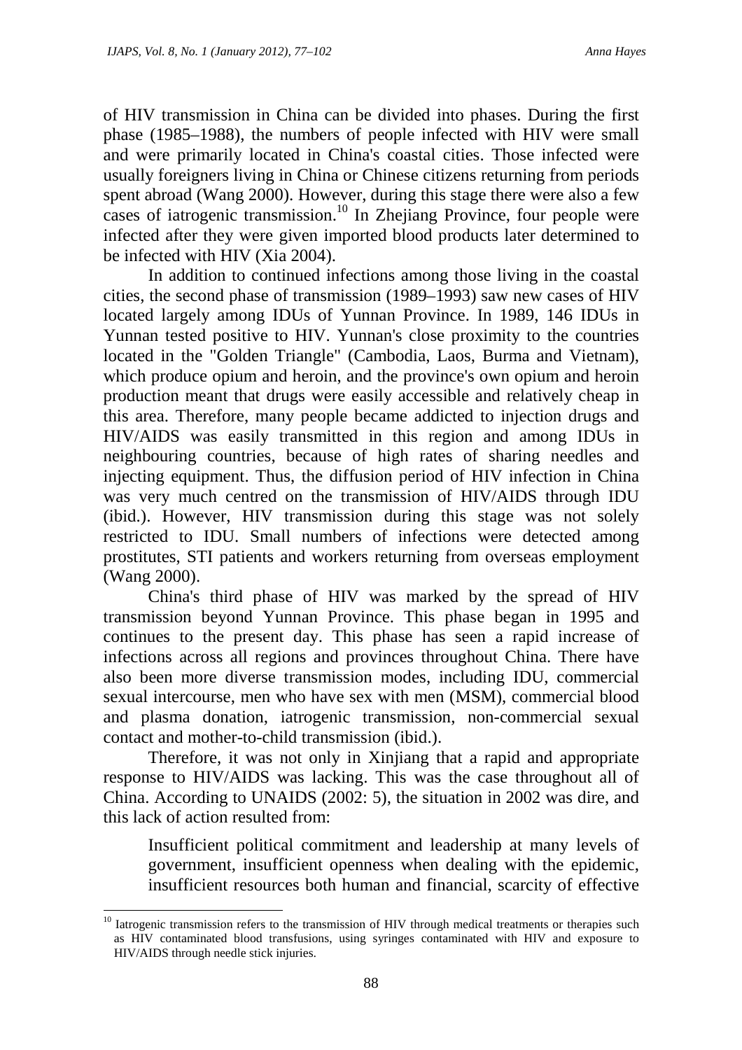of HIV transmission in China can be divided into phases. During the first phase (1985–1988), the numbers of people infected with HIV were small and were primarily located in China's coastal cities. Those infected were usually foreigners living in China or Chinese citizens returning from periods spent abroad (Wang 2000). However, during this stage there were also a few cases of iatrogenic transmission.[10] In Zhejiang Province, four people were infected after they were given imported blood products later determined to be infected with HIV (Xia 2004).

In addition to continued infections among those living in the coastal cities, the second phase of transmission (1989–1993) saw new cases of HIV located largely among IDUs of Yunnan Province. In 1989, 146 IDUs in Yunnan tested positive to HIV. Yunnan's close proximity to the countries located in the "Golden Triangle" (Cambodia, Laos, Burma and Vietnam), which produce opium and heroin, and the province's own opium and heroin production meant that drugs were easily accessible and relatively cheap in this area. Therefore, many people became addicted to injection drugs and HIV/AIDS was easily transmitted in this region and among IDUs in neighbouring countries, because of high rates of sharing needles and injecting equipment. Thus, the diffusion period of HIV infection in China was very much centred on the transmission of HIV/AIDS through IDU (ibid.). However, HIV transmission during this stage was not solely restricted to IDU. Small numbers of infections were detected among prostitutes, STI patients and workers returning from overseas employment (Wang 2000).

China's third phase of HIV was marked by the spread of HIV transmission beyond Yunnan Province. This phase began in 1995 and continues to the present day. This phase has seen a rapid increase of infections across all regions and provinces throughout China. There have also been more diverse transmission modes, including IDU, commercial sexual intercourse, men who have sex with men (MSM), commercial blood and plasma donation, iatrogenic transmission, non-commercial sexual contact and mother-to-child transmission (ibid.).

Therefore, it was not only in Xinjiang that a rapid and appropriate response to HIV/AIDS was lacking. This was the case throughout all of China. According to UNAIDS (2002: 5), the situation in 2002 was dire, and this lack of action resulted from:

> Insufficient political commitment and leadership at many levels of government, insufficient openness when dealing with the epidemic, insufficient resources both human and financial, scarcity of effective

[10] Iatrogenic transmission refers to the transmission of HIV through medical treatments or therapies such as HIV contaminated blood transfusions, using syringes contaminated with HIV and exposure to HIV/AIDS through needle stick injuries.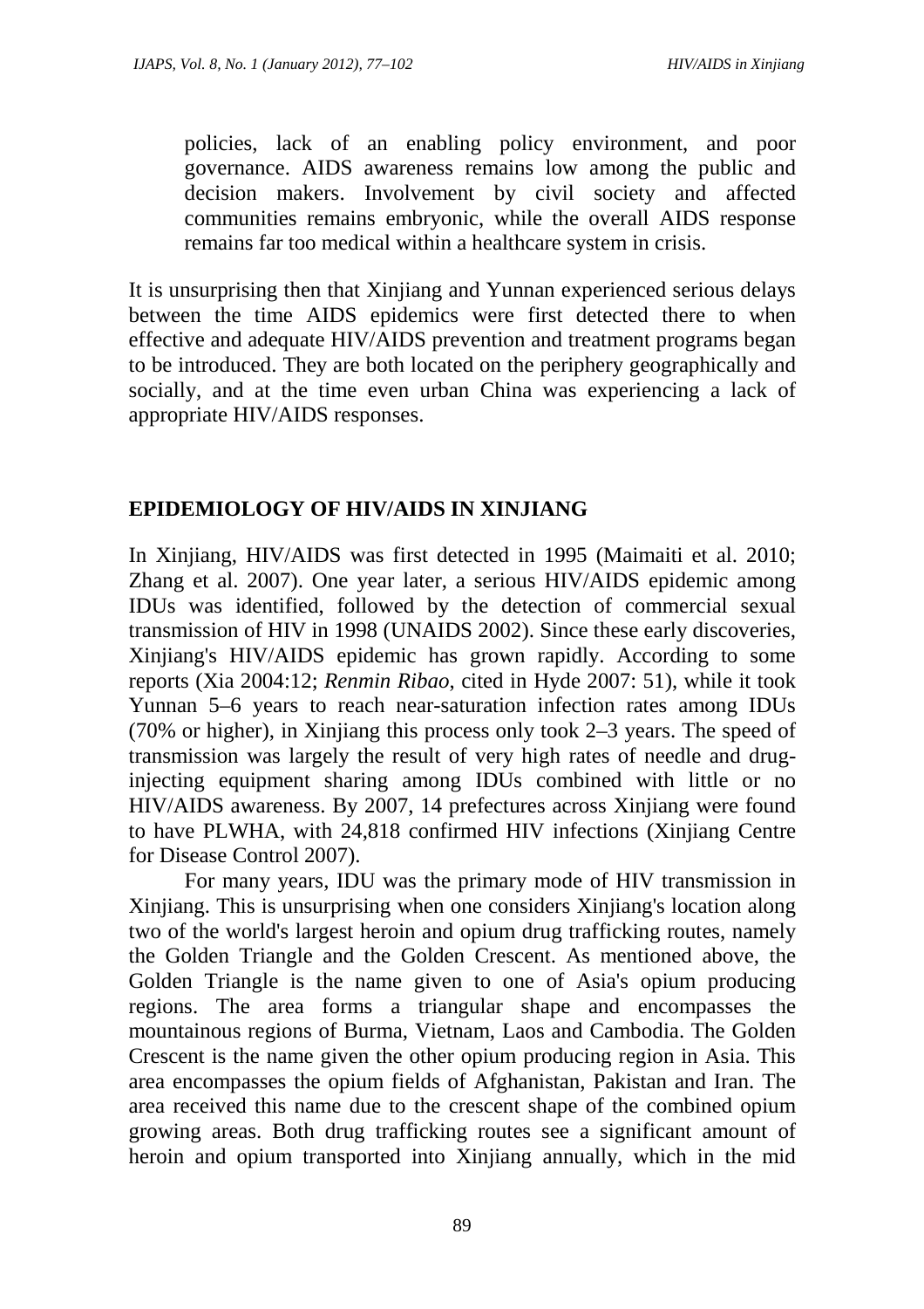policies, lack of an enabling policy environment, and poor governance. AIDS awareness remains low among the public and decision makers. Involvement by civil society and affected communities remains embryonic, while the overall AIDS response remains far too medical within a healthcare system in crisis.

It is unsurprising then that Xinjiang and Yunnan experienced serious delays between the time AIDS epidemics were first detected there to when effective and adequate HIV/AIDS prevention and treatment programs began to be introduced. They are both located on the periphery geographically and socially, and at the time even urban China was experiencing a lack of appropriate HIV/AIDS responses.

## EPIDEMIOLOGY OF HIV/AIDS IN XINJIANG

In Xinjiang, HIV/AIDS was first detected in 1995 (Maimaiti et al. 2010; Zhang et al. 2007). One year later, a serious HIV/AIDS epidemic among IDUs was identified, followed by the detection of commercial sexual transmission of HIV in 1998 (UNAIDS 2002). Since these early discoveries, Xinjiang's HIV/AIDS epidemic has grown rapidly. According to some reports (Xia 2004:12; *Renmin Ribao*, cited in Hyde 2007: 51), while it took Yunnan 5–6 years to reach near-saturation infection rates among IDUs (70% or higher), in Xinjiang this process only took 2–3 years. The speed of transmission was largely the result of very high rates of needle and drug-injecting equipment sharing among IDUs combined with little or no HIV/AIDS awareness. By 2007, 14 prefectures across Xinjiang were found to have PLWHA, with 24,818 confirmed HIV infections (Xinjiang Centre for Disease Control 2007).

For many years, IDU was the primary mode of HIV transmission in Xinjiang. This is unsurprising when one considers Xinjiang's location along two of the world's largest heroin and opium drug trafficking routes, namely the Golden Triangle and the Golden Crescent. As mentioned above, the Golden Triangle is the name given to one of Asia's opium producing regions. The area forms a triangular shape and encompasses the mountainous regions of Burma, Vietnam, Laos and Cambodia. The Golden Crescent is the name given the other opium producing region in Asia. This area encompasses the opium fields of Afghanistan, Pakistan and Iran. The area received this name due to the crescent shape of the combined opium growing areas. Both drug trafficking routes see a significant amount of heroin and opium transported into Xinjiang annually, which in the mid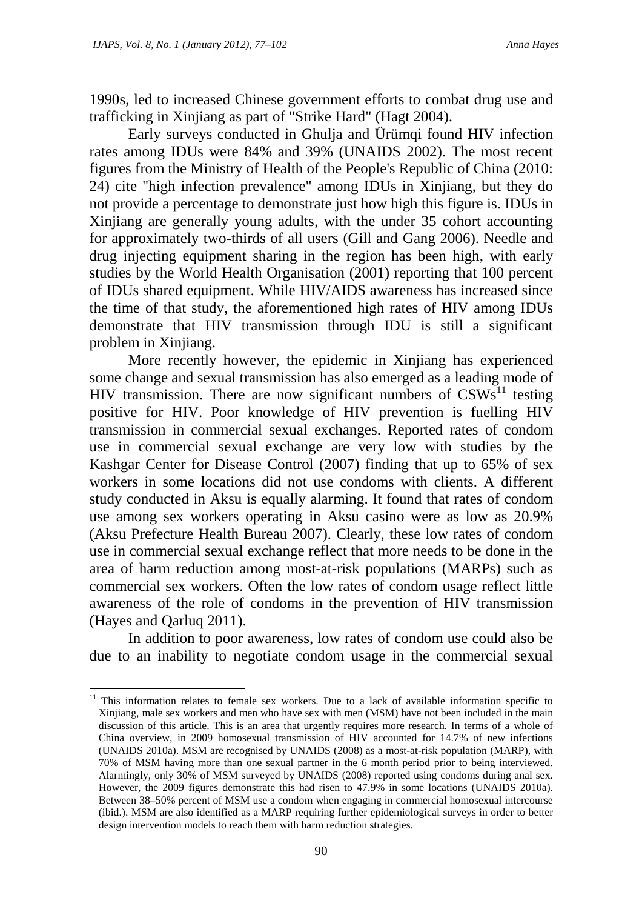1990s, led to increased Chinese government efforts to combat drug use and trafficking in Xinjiang as part of "Strike Hard" (Hagt 2004).

Early surveys conducted in Ghulja and Ürümqi found HIV infection rates among IDUs were 84% and 39% (UNAIDS 2002). The most recent figures from the Ministry of Health of the People's Republic of China (2010: 24) cite "high infection prevalence" among IDUs in Xinjiang, but they do not provide a percentage to demonstrate just how high this figure is. IDUs in Xinjiang are generally young adults, with the under 35 cohort accounting for approximately two-thirds of all users (Gill and Gang 2006). Needle and drug injecting equipment sharing in the region has been high, with early studies by the World Health Organisation (2001) reporting that 100 percent of IDUs shared equipment. While HIV/AIDS awareness has increased since the time of that study, the aforementioned high rates of HIV among IDUs demonstrate that HIV transmission through IDU is still a significant problem in Xinjiang.

More recently however, the epidemic in Xinjiang has experienced some change and sexual transmission has also emerged as a leading mode of HIV transmission. There are now significant numbers of CSWs[11] testing positive for HIV. Poor knowledge of HIV prevention is fuelling HIV transmission in commercial sexual exchanges. Reported rates of condom use in commercial sexual exchange are very low with studies by the Kashgar Center for Disease Control (2007) finding that up to 65% of sex workers in some locations did not use condoms with clients. A different study conducted in Aksu is equally alarming. It found that rates of condom use among sex workers operating in Aksu casino were as low as 20.9% (Aksu Prefecture Health Bureau 2007). Clearly, these low rates of condom use in commercial sexual exchange reflect that more needs to be done in the area of harm reduction among most-at-risk populations (MARPs) such as commercial sex workers. Often the low rates of condom usage reflect little awareness of the role of condoms in the prevention of HIV transmission (Hayes and Qarluq 2011).

In addition to poor awareness, low rates of condom use could also be due to an inability to negotiate condom usage in the commercial sexual

---

[11] This information relates to female sex workers. Due to a lack of available information specific to Xinjiang, male sex workers and men who have sex with men (MSM) have not been included in the main discussion of this article. This is an area that urgently requires more research. In terms of a whole of China overview, in 2009 homosexual transmission of HIV accounted for 14.7% of new infections (UNAIDS 2010a). MSM are recognised by UNAIDS (2008) as a most-at-risk population (MARP), with 70% of MSM having more than one sexual partner in the 6 month period prior to being interviewed. Alarmingly, only 30% of MSM surveyed by UNAIDS (2008) reported using condoms during anal sex. However, the 2009 figures demonstrate this had risen to 47.9% in some locations (UNAIDS 2010a). Between 38–50% percent of MSM use a condom when engaging in commercial homosexual intercourse (ibid.). MSM are also identified as a MARP requiring further epidemiological surveys in order to better design intervention models to reach them with harm reduction strategies.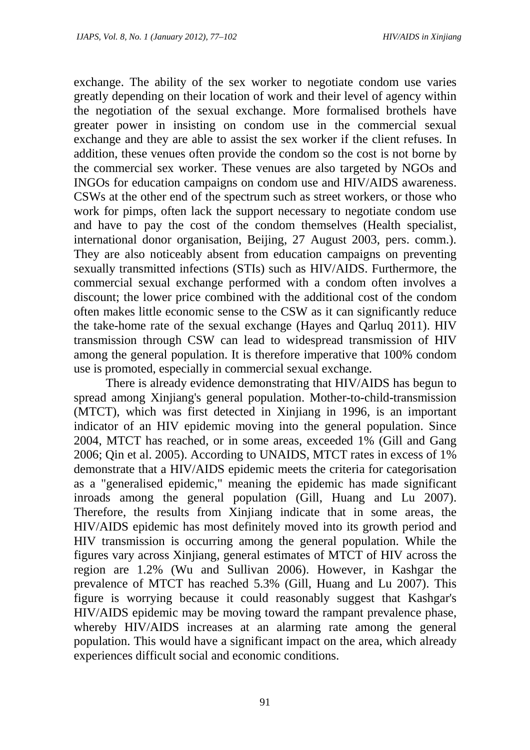exchange. The ability of the sex worker to negotiate condom use varies greatly depending on their location of work and their level of agency within the negotiation of the sexual exchange. More formalised brothels have greater power in insisting on condom use in the commercial sexual exchange and they are able to assist the sex worker if the client refuses. In addition, these venues often provide the condom so the cost is not borne by the commercial sex worker. These venues are also targeted by NGOs and INGOs for education campaigns on condom use and HIV/AIDS awareness. CSWs at the other end of the spectrum such as street workers, or those who work for pimps, often lack the support necessary to negotiate condom use and have to pay the cost of the condom themselves (Health specialist, international donor organisation, Beijing, 27 August 2003, pers. comm.). They are also noticeably absent from education campaigns on preventing sexually transmitted infections (STIs) such as HIV/AIDS. Furthermore, the commercial sexual exchange performed with a condom often involves a discount; the lower price combined with the additional cost of the condom often makes little economic sense to the CSW as it can significantly reduce the take-home rate of the sexual exchange (Hayes and Qarluq 2011). HIV transmission through CSW can lead to widespread transmission of HIV among the general population. It is therefore imperative that 100% condom use is promoted, especially in commercial sexual exchange.

There is already evidence demonstrating that HIV/AIDS has begun to spread among Xinjiang's general population. Mother-to-child-transmission (MTCT), which was first detected in Xinjiang in 1996, is an important indicator of an HIV epidemic moving into the general population. Since 2004, MTCT has reached, or in some areas, exceeded 1% (Gill and Gang 2006; Qin et al. 2005). According to UNAIDS, MTCT rates in excess of 1% demonstrate that a HIV/AIDS epidemic meets the criteria for categorisation as a "generalised epidemic," meaning the epidemic has made significant inroads among the general population (Gill, Huang and Lu 2007). Therefore, the results from Xinjiang indicate that in some areas, the HIV/AIDS epidemic has most definitely moved into its growth period and HIV transmission is occurring among the general population. While the figures vary across Xinjiang, general estimates of MTCT of HIV across the region are 1.2% (Wu and Sullivan 2006). However, in Kashgar the prevalence of MTCT has reached 5.3% (Gill, Huang and Lu 2007). This figure is worrying because it could reasonably suggest that Kashgar's HIV/AIDS epidemic may be moving toward the rampant prevalence phase, whereby HIV/AIDS increases at an alarming rate among the general population. This would have a significant impact on the area, which already experiences difficult social and economic conditions.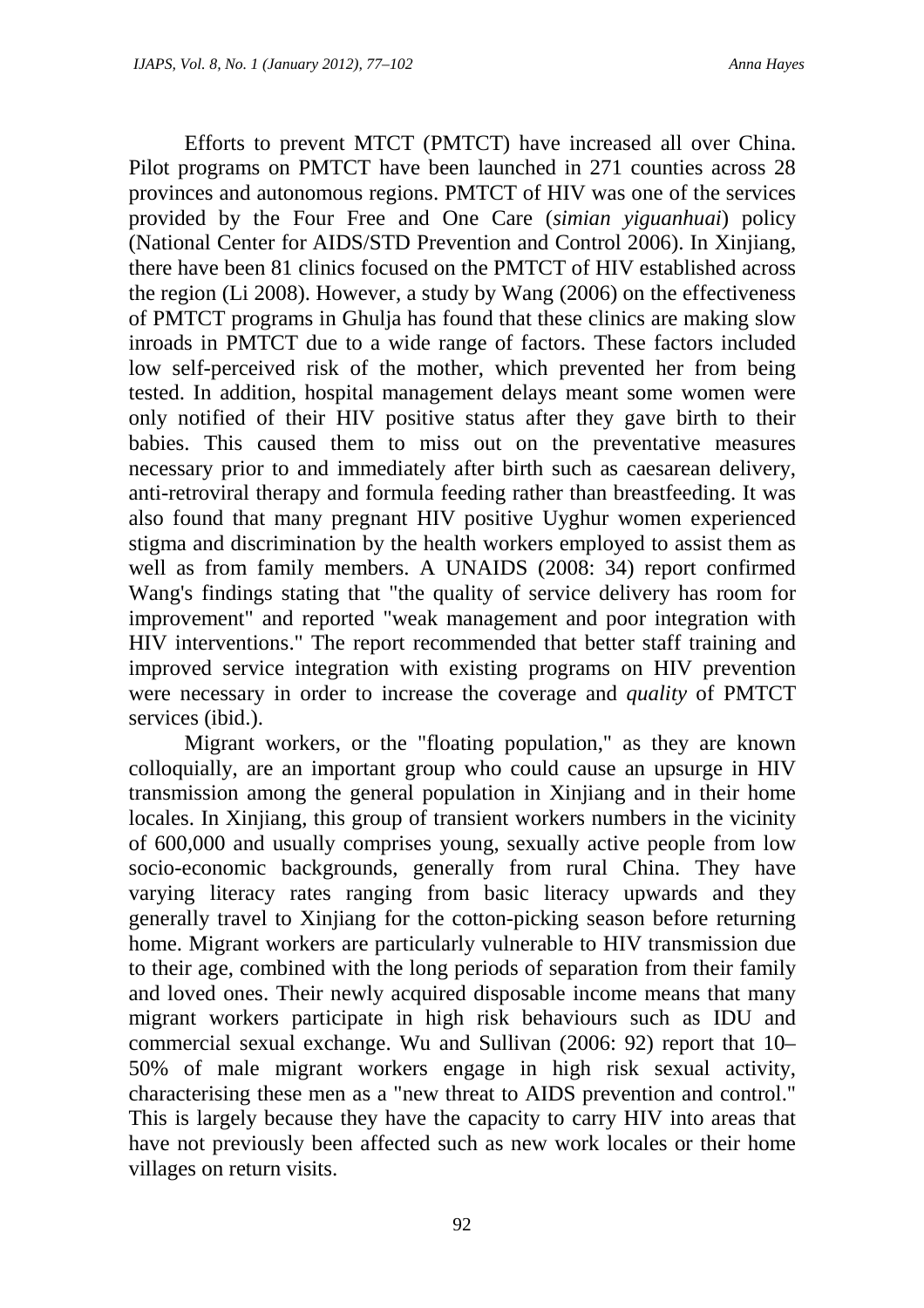Efforts to prevent MTCT (PMTCT) have increased all over China. Pilot programs on PMTCT have been launched in 271 counties across 28 provinces and autonomous regions. PMTCT of HIV was one of the services provided by the Four Free and One Care (*simian yiguanhuai*) policy (National Center for AIDS/STD Prevention and Control 2006). In Xinjiang, there have been 81 clinics focused on the PMTCT of HIV established across the region (Li 2008). However, a study by Wang (2006) on the effectiveness of PMTCT programs in Ghulja has found that these clinics are making slow inroads in PMTCT due to a wide range of factors. These factors included low self-perceived risk of the mother, which prevented her from being tested. In addition, hospital management delays meant some women were only notified of their HIV positive status after they gave birth to their babies. This caused them to miss out on the preventative measures necessary prior to and immediately after birth such as caesarean delivery, anti-retroviral therapy and formula feeding rather than breastfeeding. It was also found that many pregnant HIV positive Uyghur women experienced stigma and discrimination by the health workers employed to assist them as well as from family members. A UNAIDS (2008: 34) report confirmed Wang's findings stating that "the quality of service delivery has room for improvement" and reported "weak management and poor integration with HIV interventions." The report recommended that better staff training and improved service integration with existing programs on HIV prevention were necessary in order to increase the coverage and *quality* of PMTCT services (ibid.).

Migrant workers, or the "floating population," as they are known colloquially, are an important group who could cause an upsurge in HIV transmission among the general population in Xinjiang and in their home locales. In Xinjiang, this group of transient workers numbers in the vicinity of 600,000 and usually comprises young, sexually active people from low socio-economic backgrounds, generally from rural China. They have varying literacy rates ranging from basic literacy upwards and they generally travel to Xinjiang for the cotton-picking season before returning home. Migrant workers are particularly vulnerable to HIV transmission due to their age, combined with the long periods of separation from their family and loved ones. Their newly acquired disposable income means that many migrant workers participate in high risk behaviours such as IDU and commercial sexual exchange. Wu and Sullivan (2006: 92) report that 10–50% of male migrant workers engage in high risk sexual activity, characterising these men as a "new threat to AIDS prevention and control." This is largely because they have the capacity to carry HIV into areas that have not previously been affected such as new work locales or their home villages on return visits.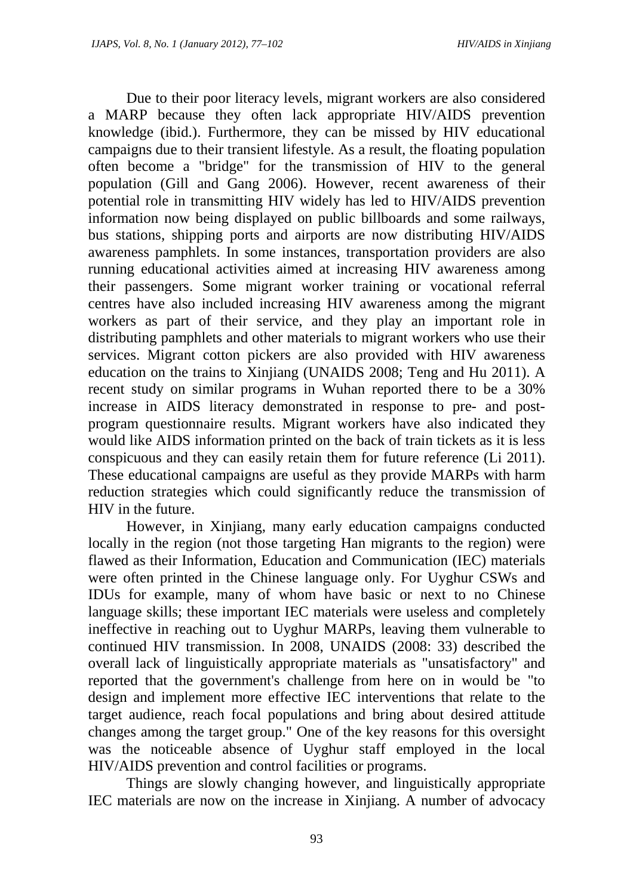Due to their poor literacy levels, migrant workers are also considered a MARP because they often lack appropriate HIV/AIDS prevention knowledge (ibid.). Furthermore, they can be missed by HIV educational campaigns due to their transient lifestyle. As a result, the floating population often become a "bridge" for the transmission of HIV to the general population (Gill and Gang 2006). However, recent awareness of their potential role in transmitting HIV widely has led to HIV/AIDS prevention information now being displayed on public billboards and some railways, bus stations, shipping ports and airports are now distributing HIV/AIDS awareness pamphlets. In some instances, transportation providers are also running educational activities aimed at increasing HIV awareness among their passengers. Some migrant worker training or vocational referral centres have also included increasing HIV awareness among the migrant workers as part of their service, and they play an important role in distributing pamphlets and other materials to migrant workers who use their services. Migrant cotton pickers are also provided with HIV awareness education on the trains to Xinjiang (UNAIDS 2008; Teng and Hu 2011). A recent study on similar programs in Wuhan reported there to be a 30% increase in AIDS literacy demonstrated in response to pre- and post-program questionnaire results. Migrant workers have also indicated they would like AIDS information printed on the back of train tickets as it is less conspicuous and they can easily retain them for future reference (Li 2011). These educational campaigns are useful as they provide MARPs with harm reduction strategies which could significantly reduce the transmission of HIV in the future.

However, in Xinjiang, many early education campaigns conducted locally in the region (not those targeting Han migrants to the region) were flawed as their Information, Education and Communication (IEC) materials were often printed in the Chinese language only. For Uyghur CSWs and IDUs for example, many of whom have basic or next to no Chinese language skills; these important IEC materials were useless and completely ineffective in reaching out to Uyghur MARPs, leaving them vulnerable to continued HIV transmission. In 2008, UNAIDS (2008: 33) described the overall lack of linguistically appropriate materials as "unsatisfactory" and reported that the government's challenge from here on in would be "to design and implement more effective IEC interventions that relate to the target audience, reach focal populations and bring about desired attitude changes among the target group." One of the key reasons for this oversight was the noticeable absence of Uyghur staff employed in the local HIV/AIDS prevention and control facilities or programs.

Things are slowly changing however, and linguistically appropriate IEC materials are now on the increase in Xinjiang. A number of advocacy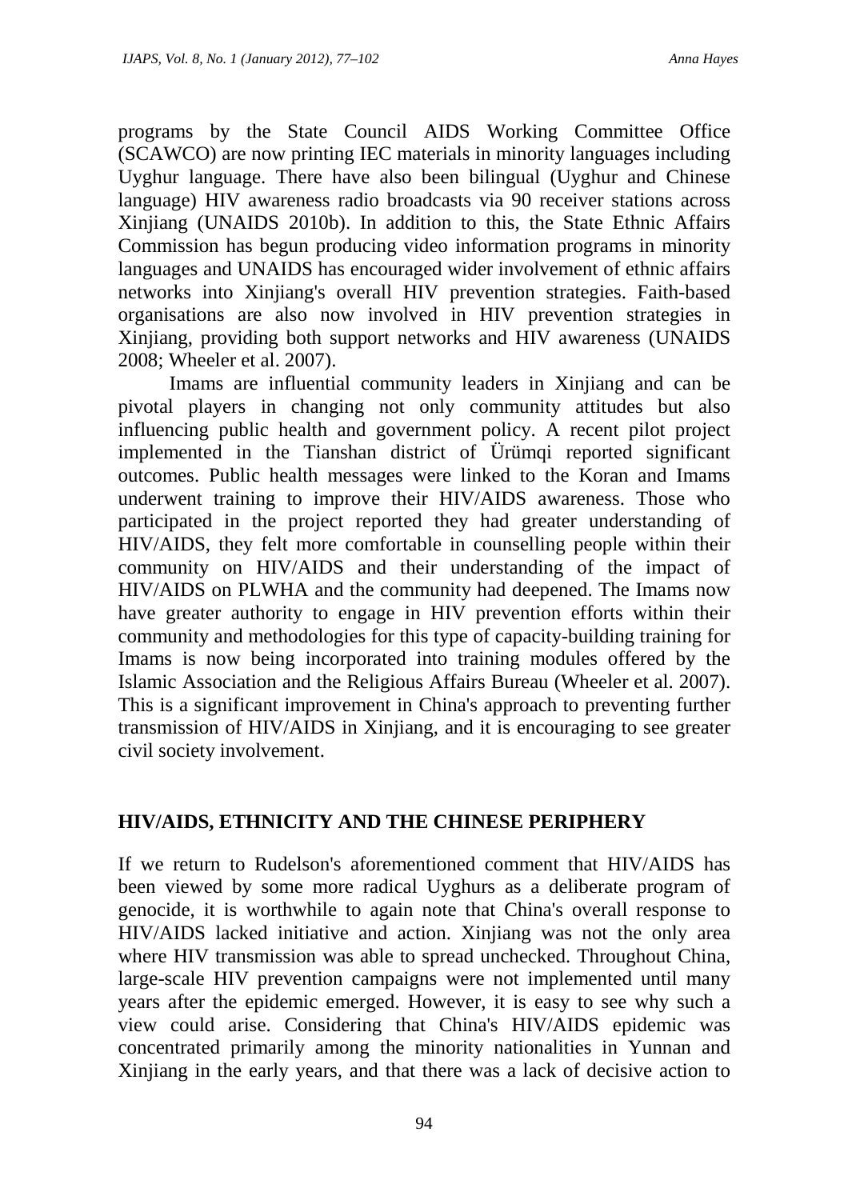programs by the State Council AIDS Working Committee Office (SCAWCO) are now printing IEC materials in minority languages including Uyghur language. There have also been bilingual (Uyghur and Chinese language) HIV awareness radio broadcasts via 90 receiver stations across Xinjiang (UNAIDS 2010b). In addition to this, the State Ethnic Affairs Commission has begun producing video information programs in minority languages and UNAIDS has encouraged wider involvement of ethnic affairs networks into Xinjiang's overall HIV prevention strategies. Faith-based organisations are also now involved in HIV prevention strategies in Xinjiang, providing both support networks and HIV awareness (UNAIDS 2008; Wheeler et al. 2007).

Imams are influential community leaders in Xinjiang and can be pivotal players in changing not only community attitudes but also influencing public health and government policy. A recent pilot project implemented in the Tianshan district of Ürümqi reported significant outcomes. Public health messages were linked to the Koran and Imams underwent training to improve their HIV/AIDS awareness. Those who participated in the project reported they had greater understanding of HIV/AIDS, they felt more comfortable in counselling people within their community on HIV/AIDS and their understanding of the impact of HIV/AIDS on PLWHA and the community had deepened. The Imams now have greater authority to engage in HIV prevention efforts within their community and methodologies for this type of capacity-building training for Imams is now being incorporated into training modules offered by the Islamic Association and the Religious Affairs Bureau (Wheeler et al. 2007). This is a significant improvement in China's approach to preventing further transmission of HIV/AIDS in Xinjiang, and it is encouraging to see greater civil society involvement.

## HIV/AIDS, ETHNICITY AND THE CHINESE PERIPHERY

If we return to Rudelson's aforementioned comment that HIV/AIDS has been viewed by some more radical Uyghurs as a deliberate program of genocide, it is worthwhile to again note that China's overall response to HIV/AIDS lacked initiative and action. Xinjiang was not the only area where HIV transmission was able to spread unchecked. Throughout China, large-scale HIV prevention campaigns were not implemented until many years after the epidemic emerged. However, it is easy to see why such a view could arise. Considering that China's HIV/AIDS epidemic was concentrated primarily among the minority nationalities in Yunnan and Xinjiang in the early years, and that there was a lack of decisive action to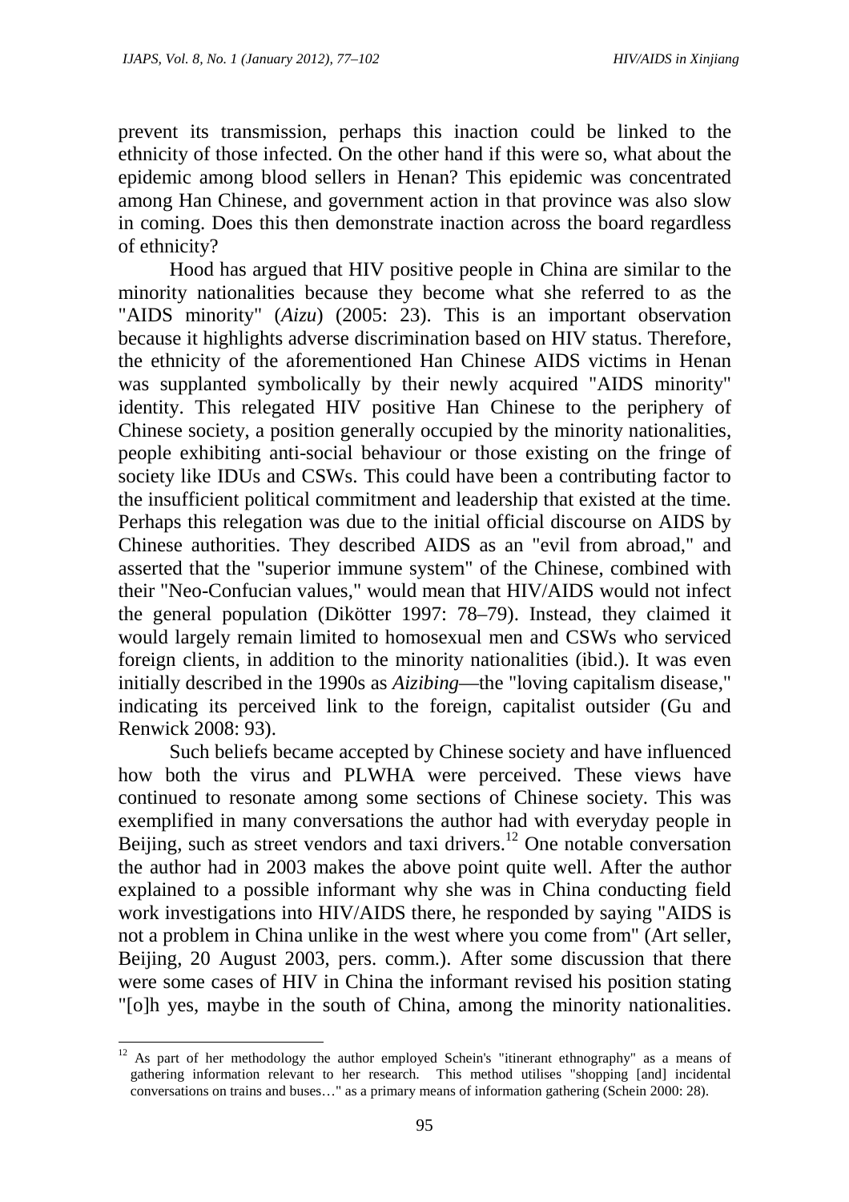prevent its transmission, perhaps this inaction could be linked to the ethnicity of those infected. On the other hand if this were so, what about the epidemic among blood sellers in Henan? This epidemic was concentrated among Han Chinese, and government action in that province was also slow in coming. Does this then demonstrate inaction across the board regardless of ethnicity?

Hood has argued that HIV positive people in China are similar to the minority nationalities because they become what she referred to as the "AIDS minority" (*Aizu*) (2005: 23). This is an important observation because it highlights adverse discrimination based on HIV status. Therefore, the ethnicity of the aforementioned Han Chinese AIDS victims in Henan was supplanted symbolically by their newly acquired "AIDS minority" identity. This relegated HIV positive Han Chinese to the periphery of Chinese society, a position generally occupied by the minority nationalities, people exhibiting anti-social behaviour or those existing on the fringe of society like IDUs and CSWs. This could have been a contributing factor to the insufficient political commitment and leadership that existed at the time. Perhaps this relegation was due to the initial official discourse on AIDS by Chinese authorities. They described AIDS as an "evil from abroad," and asserted that the "superior immune system" of the Chinese, combined with their "Neo-Confucian values," would mean that HIV/AIDS would not infect the general population (Dikötter 1997: 78–79). Instead, they claimed it would largely remain limited to homosexual men and CSWs who serviced foreign clients, in addition to the minority nationalities (ibid.). It was even initially described in the 1990s as *Aizibing*—the "loving capitalism disease," indicating its perceived link to the foreign, capitalist outsider (Gu and Renwick 2008: 93).

Such beliefs became accepted by Chinese society and have influenced how both the virus and PLWHA were perceived. These views have continued to resonate among some sections of Chinese society. This was exemplified in many conversations the author had with everyday people in Beijing, such as street vendors and taxi drivers.[12] One notable conversation the author had in 2003 makes the above point quite well. After the author explained to a possible informant why she was in China conducting field work investigations into HIV/AIDS there, he responded by saying "AIDS is not a problem in China unlike in the west where you come from" (Art seller, Beijing, 20 August 2003, pers. comm.). After some discussion that there were some cases of HIV in China the informant revised his position stating "[o]h yes, maybe in the south of China, among the minority nationalities.

---

[12] As part of her methodology the author employed Schein's "itinerant ethnography" as a means of gathering information relevant to her research. This method utilises "shopping [and] incidental conversations on trains and buses…" as a primary means of information gathering (Schein 2000: 28).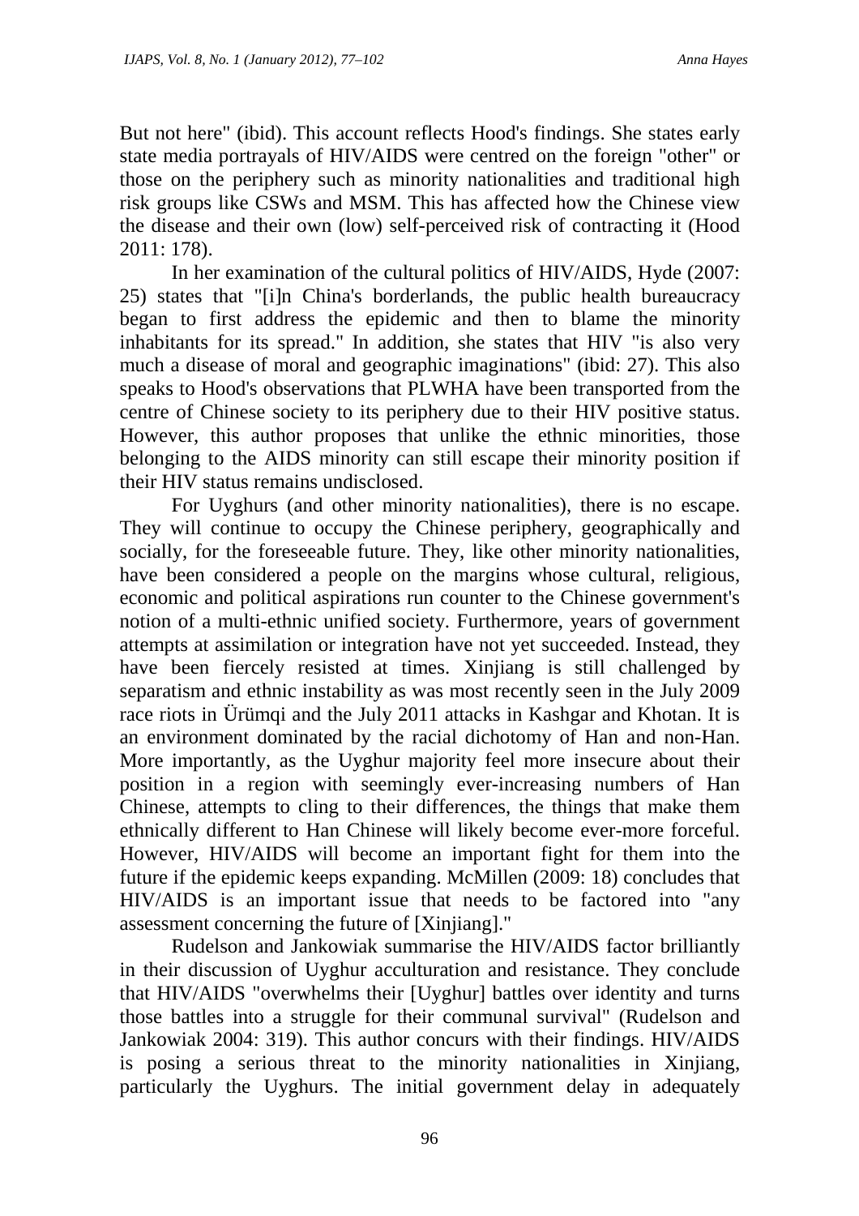But not here" (ibid). This account reflects Hood's findings. She states early state media portrayals of HIV/AIDS were centred on the foreign "other" or those on the periphery such as minority nationalities and traditional high risk groups like CSWs and MSM. This has affected how the Chinese view the disease and their own (low) self-perceived risk of contracting it (Hood 2011: 178).

In her examination of the cultural politics of HIV/AIDS, Hyde (2007: 25) states that "[i]n China's borderlands, the public health bureaucracy began to first address the epidemic and then to blame the minority inhabitants for its spread." In addition, she states that HIV "is also very much a disease of moral and geographic imaginations" (ibid: 27). This also speaks to Hood's observations that PLWHA have been transported from the centre of Chinese society to its periphery due to their HIV positive status. However, this author proposes that unlike the ethnic minorities, those belonging to the AIDS minority can still escape their minority position if their HIV status remains undisclosed.

For Uyghurs (and other minority nationalities), there is no escape. They will continue to occupy the Chinese periphery, geographically and socially, for the foreseeable future. They, like other minority nationalities, have been considered a people on the margins whose cultural, religious, economic and political aspirations run counter to the Chinese government's notion of a multi-ethnic unified society. Furthermore, years of government attempts at assimilation or integration have not yet succeeded. Instead, they have been fiercely resisted at times. Xinjiang is still challenged by separatism and ethnic instability as was most recently seen in the July 2009 race riots in Ürümqi and the July 2011 attacks in Kashgar and Khotan. It is an environment dominated by the racial dichotomy of Han and non-Han. More importantly, as the Uyghur majority feel more insecure about their position in a region with seemingly ever-increasing numbers of Han Chinese, attempts to cling to their differences, the things that make them ethnically different to Han Chinese will likely become ever-more forceful. However, HIV/AIDS will become an important fight for them into the future if the epidemic keeps expanding. McMillen (2009: 18) concludes that HIV/AIDS is an important issue that needs to be factored into "any assessment concerning the future of [Xinjiang]."

Rudelson and Jankowiak summarise the HIV/AIDS factor brilliantly in their discussion of Uyghur acculturation and resistance. They conclude that HIV/AIDS "overwhelms their [Uyghur] battles over identity and turns those battles into a struggle for their communal survival" (Rudelson and Jankowiak 2004: 319). This author concurs with their findings. HIV/AIDS is posing a serious threat to the minority nationalities in Xinjiang, particularly the Uyghurs. The initial government delay in adequately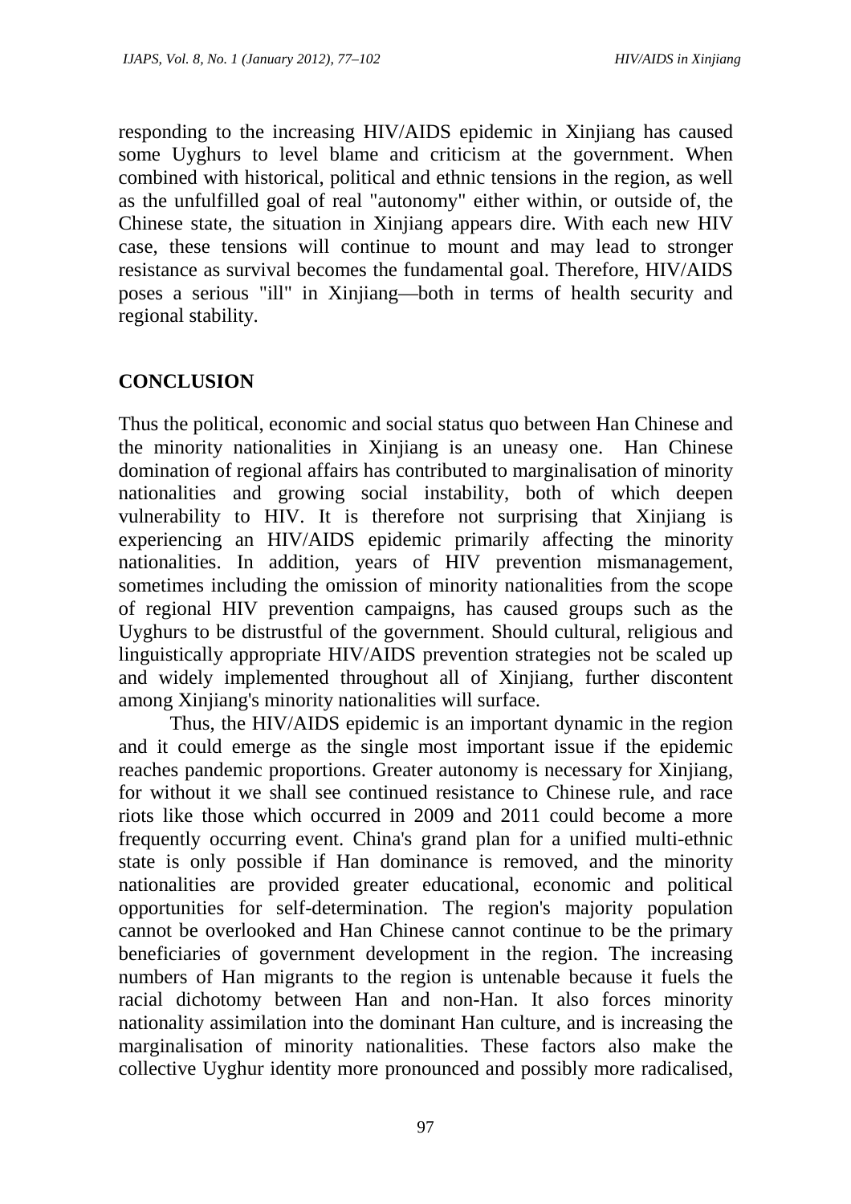responding to the increasing HIV/AIDS epidemic in Xinjiang has caused some Uyghurs to level blame and criticism at the government. When combined with historical, political and ethnic tensions in the region, as well as the unfulfilled goal of real "autonomy" either within, or outside of, the Chinese state, the situation in Xinjiang appears dire. With each new HIV case, these tensions will continue to mount and may lead to stronger resistance as survival becomes the fundamental goal. Therefore, HIV/AIDS poses a serious "ill" in Xinjiang—both in terms of health security and regional stability.

## CONCLUSION

Thus the political, economic and social status quo between Han Chinese and the minority nationalities in Xinjiang is an uneasy one. Han Chinese domination of regional affairs has contributed to marginalisation of minority nationalities and growing social instability, both of which deepen vulnerability to HIV. It is therefore not surprising that Xinjiang is experiencing an HIV/AIDS epidemic primarily affecting the minority nationalities. In addition, years of HIV prevention mismanagement, sometimes including the omission of minority nationalities from the scope of regional HIV prevention campaigns, has caused groups such as the Uyghurs to be distrustful of the government. Should cultural, religious and linguistically appropriate HIV/AIDS prevention strategies not be scaled up and widely implemented throughout all of Xinjiang, further discontent among Xinjiang's minority nationalities will surface.

Thus, the HIV/AIDS epidemic is an important dynamic in the region and it could emerge as the single most important issue if the epidemic reaches pandemic proportions. Greater autonomy is necessary for Xinjiang, for without it we shall see continued resistance to Chinese rule, and race riots like those which occurred in 2009 and 2011 could become a more frequently occurring event. China's grand plan for a unified multi-ethnic state is only possible if Han dominance is removed, and the minority nationalities are provided greater educational, economic and political opportunities for self-determination. The region's majority population cannot be overlooked and Han Chinese cannot continue to be the primary beneficiaries of government development in the region. The increasing numbers of Han migrants to the region is untenable because it fuels the racial dichotomy between Han and non-Han. It also forces minority nationality assimilation into the dominant Han culture, and is increasing the marginalisation of minority nationalities. These factors also make the collective Uyghur identity more pronounced and possibly more radicalised,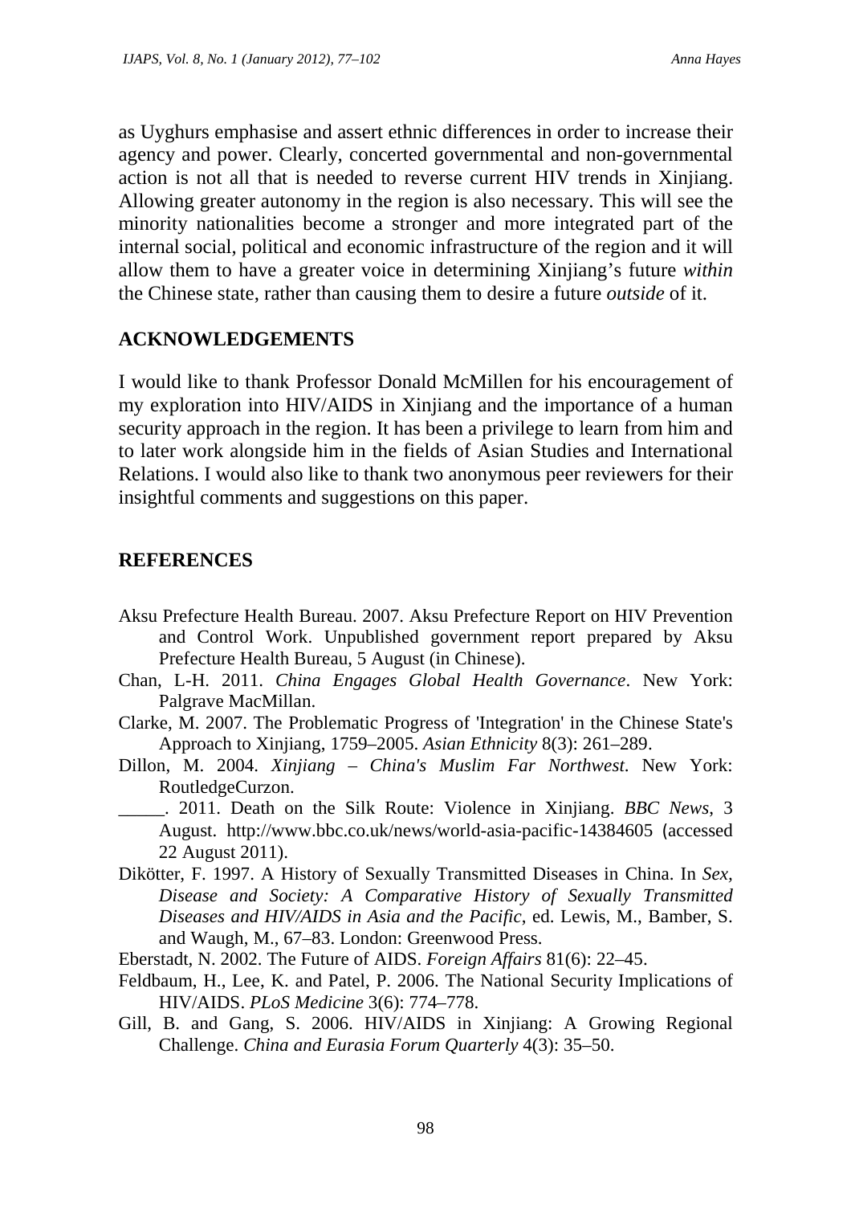as Uyghurs emphasise and assert ethnic differences in order to increase their agency and power. Clearly, concerted governmental and non-governmental action is not all that is needed to reverse current HIV trends in Xinjiang. Allowing greater autonomy in the region is also necessary. This will see the minority nationalities become a stronger and more integrated part of the internal social, political and economic infrastructure of the region and it will allow them to have a greater voice in determining Xinjiang's future *within* the Chinese state, rather than causing them to desire a future *outside* of it.

## ACKNOWLEDGEMENTS

I would like to thank Professor Donald McMillen for his encouragement of my exploration into HIV/AIDS in Xinjiang and the importance of a human security approach in the region. It has been a privilege to learn from him and to later work alongside him in the fields of Asian Studies and International Relations. I would also like to thank two anonymous peer reviewers for their insightful comments and suggestions on this paper.

## REFERENCES

Aksu Prefecture Health Bureau. 2007. Aksu Prefecture Report on HIV Prevention and Control Work. Unpublished government report prepared by Aksu Prefecture Health Bureau, 5 August (in Chinese).

Chan, L-H. 2011. *China Engages Global Health Governance*. New York: Palgrave MacMillan.

Clarke, M. 2007. The Problematic Progress of 'Integration' in the Chinese State's Approach to Xinjiang, 1759–2005. *Asian Ethnicity* 8(3): 261–289.

Dillon, M. 2004. *Xinjiang – China's Muslim Far Northwest*. New York: RoutledgeCurzon.

_____. 2011. Death on the Silk Route: Violence in Xinjiang. *BBC News*, 3 August. http://www.bbc.co.uk/news/world-asia-pacific-14384605 (accessed 22 August 2011).

Dikötter, F. 1997. A History of Sexually Transmitted Diseases in China. In *Sex, Disease and Society: A Comparative History of Sexually Transmitted Diseases and HIV/AIDS in Asia and the Pacific*, ed. Lewis, M., Bamber, S. and Waugh, M., 67–83. London: Greenwood Press.

Eberstadt, N. 2002. The Future of AIDS. *Foreign Affairs* 81(6): 22–45.

Feldbaum, H., Lee, K. and Patel, P. 2006. The National Security Implications of HIV/AIDS. *PLoS Medicine* 3(6): 774–778.

Gill, B. and Gang, S. 2006. HIV/AIDS in Xinjiang: A Growing Regional Challenge. *China and Eurasia Forum Quarterly* 4(3): 35–50.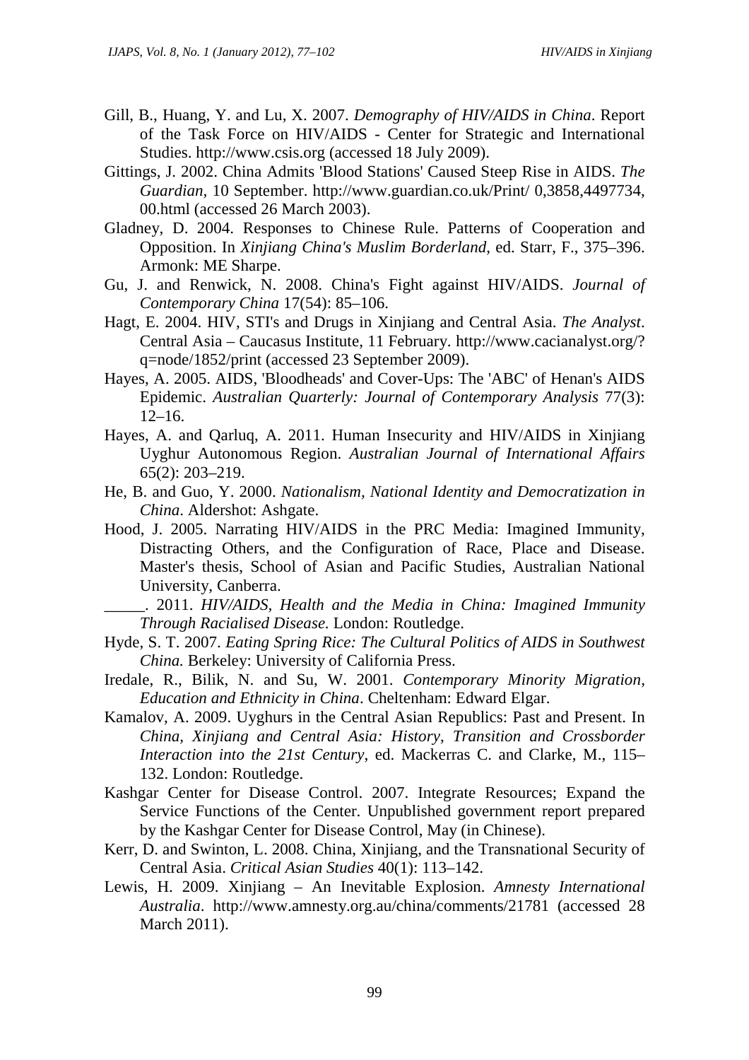Gill, B., Huang, Y. and Lu, X. 2007. *Demography of HIV/AIDS in China*. Report of the Task Force on HIV/AIDS - Center for Strategic and International Studies. http://www.csis.org (accessed 18 July 2009).

Gittings, J. 2002. China Admits 'Blood Stations' Caused Steep Rise in AIDS. *The Guardian*, 10 September. http://www.guardian.co.uk/Print/ 0,3858,4497734, 00.html (accessed 26 March 2003).

Gladney, D. 2004. Responses to Chinese Rule. Patterns of Cooperation and Opposition. In *Xinjiang China's Muslim Borderland*, ed. Starr, F., 375–396. Armonk: ME Sharpe.

Gu, J. and Renwick, N. 2008. China's Fight against HIV/AIDS. *Journal of Contemporary China* 17(54): 85–106.

Hagt, E. 2004. HIV, STI's and Drugs in Xinjiang and Central Asia. *The Analyst*. Central Asia – Caucasus Institute, 11 February. http://www.cacianalyst.org/?q=node/1852/print (accessed 23 September 2009).

Hayes, A. 2005. AIDS, 'Bloodheads' and Cover-Ups: The 'ABC' of Henan's AIDS Epidemic. *Australian Quarterly: Journal of Contemporary Analysis* 77(3): 12–16.

Hayes, A. and Qarluq, A. 2011. Human Insecurity and HIV/AIDS in Xinjiang Uyghur Autonomous Region. *Australian Journal of International Affairs* 65(2): 203–219.

He, B. and Guo, Y. 2000. *Nationalism, National Identity and Democratization in China*. Aldershot: Ashgate.

Hood, J. 2005. Narrating HIV/AIDS in the PRC Media: Imagined Immunity, Distracting Others, and the Configuration of Race, Place and Disease. Master's thesis, School of Asian and Pacific Studies, Australian National University, Canberra.

_____. 2011. *HIV/AIDS, Health and the Media in China: Imagined Immunity Through Racialised Disease.* London: Routledge.

Hyde, S. T. 2007. *Eating Spring Rice: The Cultural Politics of AIDS in Southwest China.* Berkeley: University of California Press.

Iredale, R., Bilik, N. and Su, W. 2001. *Contemporary Minority Migration, Education and Ethnicity in China*. Cheltenham: Edward Elgar.

Kamalov, A. 2009. Uyghurs in the Central Asian Republics: Past and Present. In *China, Xinjiang and Central Asia: History, Transition and Crossborder Interaction into the 21st Century*, ed. Mackerras C. and Clarke, M., 115–132. London: Routledge.

Kashgar Center for Disease Control. 2007. Integrate Resources; Expand the Service Functions of the Center. Unpublished government report prepared by the Kashgar Center for Disease Control, May (in Chinese).

Kerr, D. and Swinton, L. 2008. China, Xinjiang, and the Transnational Security of Central Asia. *Critical Asian Studies* 40(1): 113–142.

Lewis, H. 2009. Xinjiang – An Inevitable Explosion. *Amnesty International Australia*. http://www.amnesty.org.au/china/comments/21781 (accessed 28 March 2011).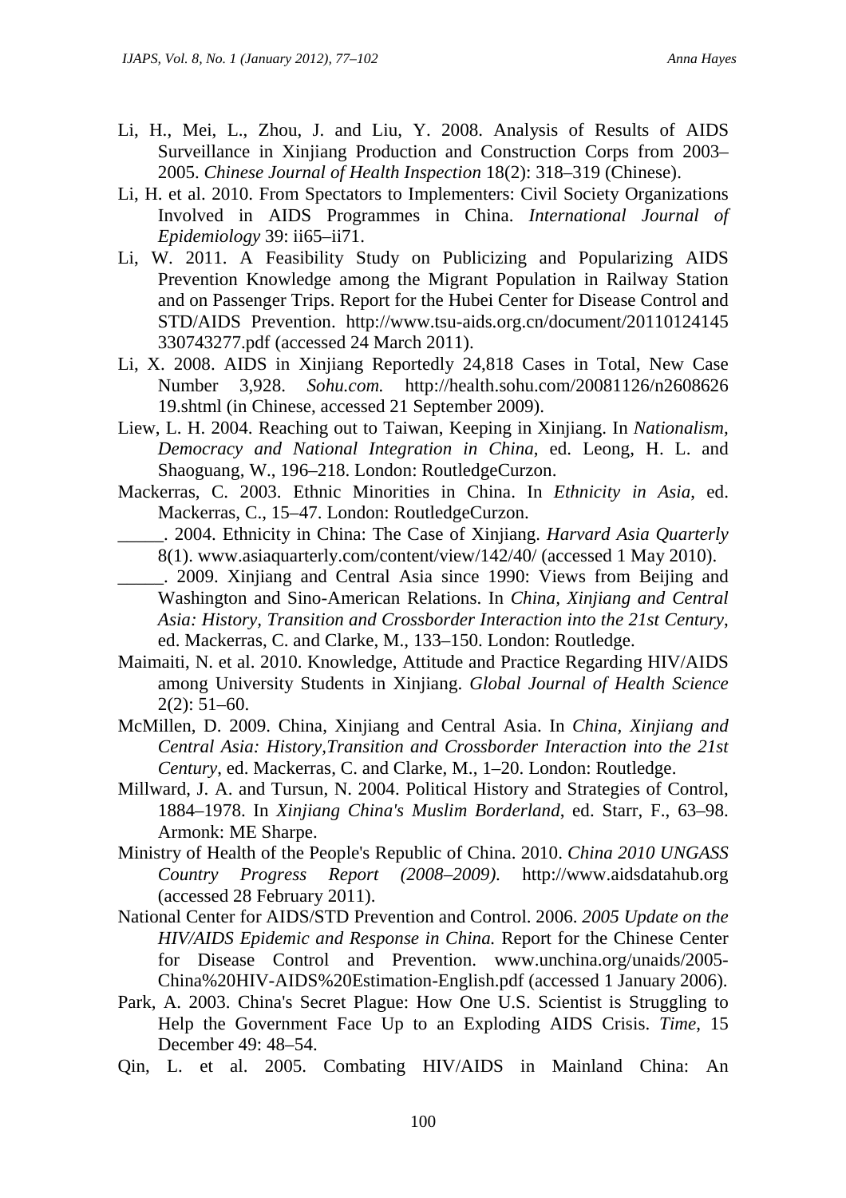Li, H., Mei, L., Zhou, J. and Liu, Y. 2008. Analysis of Results of AIDS Surveillance in Xinjiang Production and Construction Corps from 2003–2005. *Chinese Journal of Health Inspection* 18(2): 318–319 (Chinese).

Li, H. et al. 2010. From Spectators to Implementers: Civil Society Organizations Involved in AIDS Programmes in China. *International Journal of Epidemiology* 39: ii65–ii71.

Li, W. 2011. A Feasibility Study on Publicizing and Popularizing AIDS Prevention Knowledge among the Migrant Population in Railway Station and on Passenger Trips. Report for the Hubei Center for Disease Control and STD/AIDS Prevention. http://www.tsu-aids.org.cn/document/20110124145330743277.pdf (accessed 24 March 2011).

Li, X. 2008. AIDS in Xinjiang Reportedly 24,818 Cases in Total, New Case Number 3,928. *Sohu.com.* http://health.sohu.com/20081126/n260862619.shtml (in Chinese, accessed 21 September 2009).

Liew, L. H. 2004. Reaching out to Taiwan, Keeping in Xinjiang. In *Nationalism, Democracy and National Integration in China*, ed. Leong, H. L. and Shaoguang, W., 196–218. London: RoutledgeCurzon.

Mackerras, C. 2003. Ethnic Minorities in China. In *Ethnicity in Asia*, ed. Mackerras, C., 15–47. London: RoutledgeCurzon.

_____. 2004. Ethnicity in China: The Case of Xinjiang. *Harvard Asia Quarterly* 8(1). www.asiaquarterly.com/content/view/142/40/ (accessed 1 May 2010).

_____. 2009. Xinjiang and Central Asia since 1990: Views from Beijing and Washington and Sino-American Relations. In *China, Xinjiang and Central Asia: History, Transition and Crossborder Interaction into the 21st Century*, ed. Mackerras, C. and Clarke, M., 133–150. London: Routledge.

Maimaiti, N. et al. 2010. Knowledge, Attitude and Practice Regarding HIV/AIDS among University Students in Xinjiang. *Global Journal of Health Science* 2(2): 51–60.

McMillen, D. 2009. China, Xinjiang and Central Asia. In *China, Xinjiang and Central Asia: History,Transition and Crossborder Interaction into the 21st Century*, ed. Mackerras, C. and Clarke, M., 1–20. London: Routledge.

Millward, J. A. and Tursun, N. 2004. Political History and Strategies of Control, 1884–1978. In *Xinjiang China's Muslim Borderland*, ed. Starr, F., 63–98. Armonk: ME Sharpe.

Ministry of Health of the People's Republic of China. 2010. *China 2010 UNGASS Country Progress Report (2008–2009)*. http://www.aidsdatahub.org (accessed 28 February 2011).

National Center for AIDS/STD Prevention and Control. 2006. *2005 Update on the HIV/AIDS Epidemic and Response in China.* Report for the Chinese Center for Disease Control and Prevention. www.unchina.org/unaids/2005-China%20HIV-AIDS%20Estimation-English.pdf (accessed 1 January 2006).

Park, A. 2003. China's Secret Plague: How One U.S. Scientist is Struggling to Help the Government Face Up to an Exploding AIDS Crisis. *Time*, 15 December 49: 48–54.

Qin, L. et al. 2005. Combating HIV/AIDS in Mainland China: An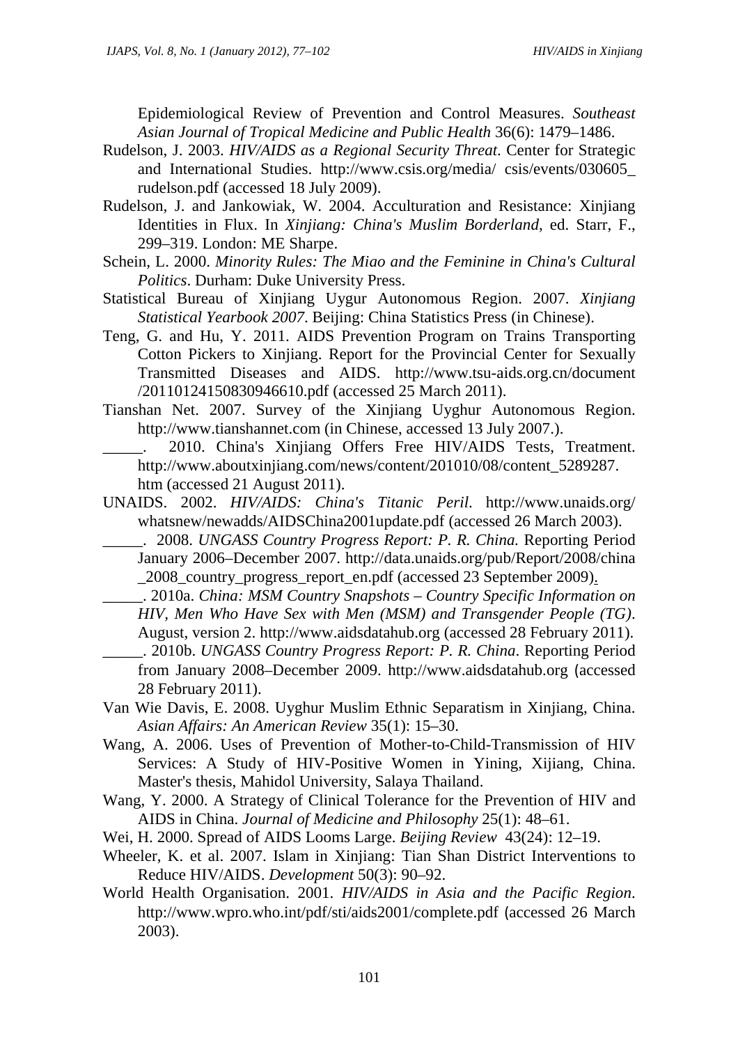Epidemiological Review of Prevention and Control Measures. *Southeast Asian Journal of Tropical Medicine and Public Health* 36(6): 1479–1486.

Rudelson, J. 2003. *HIV/AIDS as a Regional Security Threat*. Center for Strategic and International Studies. http://www.csis.org/media/ csis/events/030605_rudelson.pdf (accessed 18 July 2009).

Rudelson, J. and Jankowiak, W. 2004. Acculturation and Resistance: Xinjiang Identities in Flux. In *Xinjiang: China's Muslim Borderland*, ed. Starr, F., 299–319. London: ME Sharpe.

Schein, L. 2000. *Minority Rules: The Miao and the Feminine in China's Cultural Politics*. Durham: Duke University Press.

Statistical Bureau of Xinjiang Uygur Autonomous Region. 2007. *Xinjiang Statistical Yearbook 2007*. Beijing: China Statistics Press (in Chinese).

Teng, G. and Hu, Y. 2011. AIDS Prevention Program on Trains Transporting Cotton Pickers to Xinjiang. Report for the Provincial Center for Sexually Transmitted Diseases and AIDS. http://www.tsu-aids.org.cn/document /20110124150830946610.pdf (accessed 25 March 2011).

Tianshan Net. 2007. Survey of the Xinjiang Uyghur Autonomous Region. http://www.tianshannet.com (in Chinese, accessed 13 July 2007.).

_____. 2010. China's Xinjiang Offers Free HIV/AIDS Tests, Treatment. http://www.aboutxinjiang.com/news/content/201010/08/content_5289287.htm (accessed 21 August 2011).

UNAIDS. 2002. *HIV/AIDS: China's Titanic Peril*. http://www.unaids.org/whatsnew/newadds/AIDSChina2001update.pdf (accessed 26 March 2003).

_____. 2008. *UNGASS Country Progress Report: P. R. China.* Reporting Period January 2006–December 2007. http://data.unaids.org/pub/Report/2008/china_2008_country_progress_report_en.pdf (accessed 23 September 2009).

_____. 2010a. *China: MSM Country Snapshots – Country Specific Information on HIV, Men Who Have Sex with Men (MSM) and Transgender People (TG)*. August, version 2. http://www.aidsdatahub.org (accessed 28 February 2011).

_____. 2010b. *UNGASS Country Progress Report: P. R. China*. Reporting Period from January 2008–December 2009. http://www.aidsdatahub.org (accessed 28 February 2011).

Van Wie Davis, E. 2008. Uyghur Muslim Ethnic Separatism in Xinjiang, China. *Asian Affairs: An American Review* 35(1): 15–30.

Wang, A. 2006. Uses of Prevention of Mother-to-Child-Transmission of HIV Services: A Study of HIV-Positive Women in Yining, Xijiang, China. Master's thesis, Mahidol University, Salaya Thailand.

Wang, Y. 2000. A Strategy of Clinical Tolerance for the Prevention of HIV and AIDS in China. *Journal of Medicine and Philosophy* 25(1): 48–61.

Wei, H. 2000. Spread of AIDS Looms Large. *Beijing Review* 43(24): 12–19.

Wheeler, K. et al. 2007. Islam in Xinjiang: Tian Shan District Interventions to Reduce HIV/AIDS. *Development* 50(3): 90–92.

World Health Organisation. 2001. *HIV/AIDS in Asia and the Pacific Region*. http://www.wpro.who.int/pdf/sti/aids2001/complete.pdf (accessed 26 March 2003).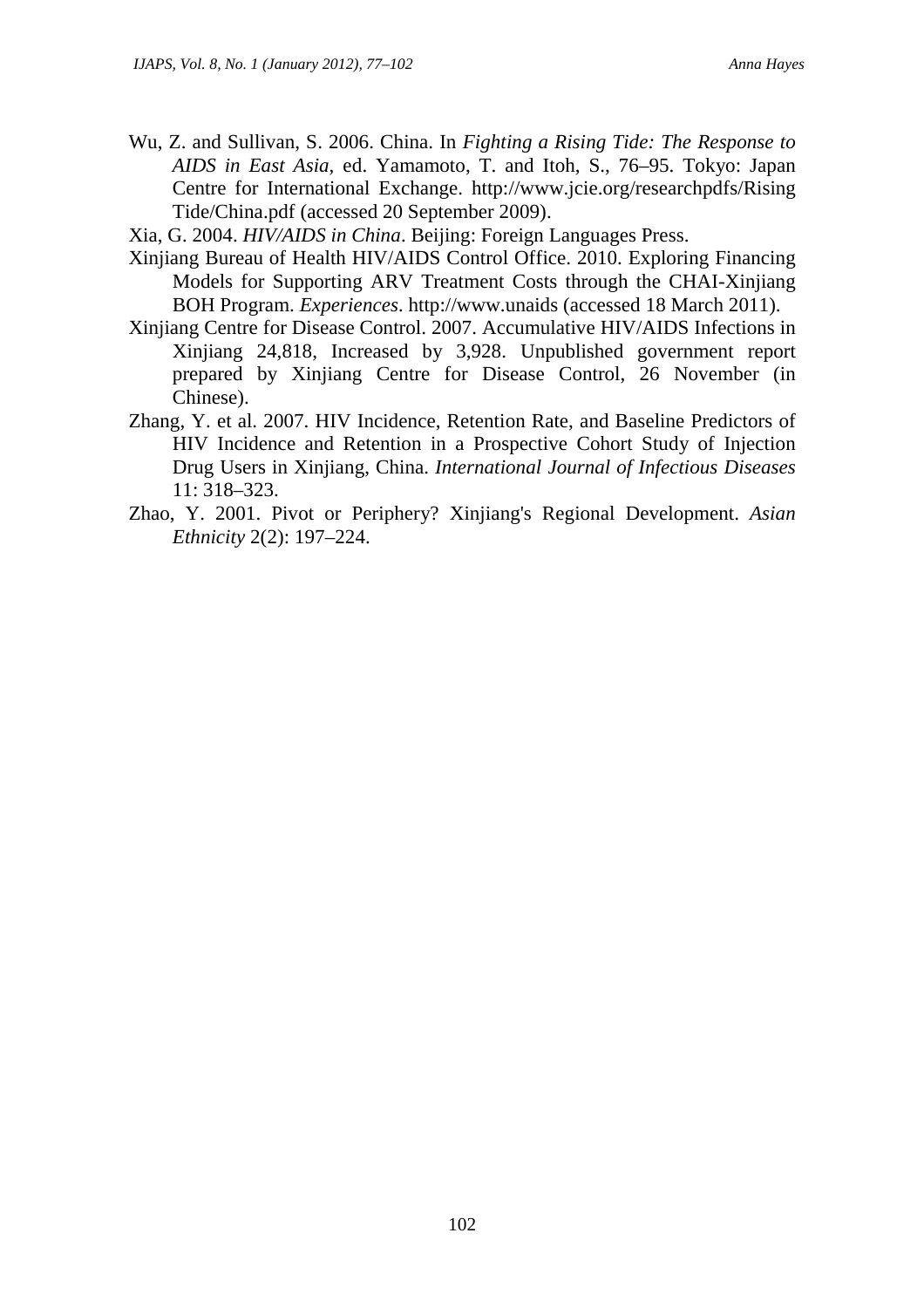Wu, Z. and Sullivan, S. 2006. China. In *Fighting a Rising Tide: The Response to AIDS in East Asia*, ed. Yamamoto, T. and Itoh, S., 76–95. Tokyo: Japan Centre for International Exchange. http://www.jcie.org/researchpdfs/Rising Tide/China.pdf (accessed 20 September 2009).

Xia, G. 2004. *HIV/AIDS in China*. Beijing: Foreign Languages Press.

Xinjiang Bureau of Health HIV/AIDS Control Office. 2010. Exploring Financing Models for Supporting ARV Treatment Costs through the CHAI-Xinjiang BOH Program. *Experiences*. http://www.unaids (accessed 18 March 2011).

Xinjiang Centre for Disease Control. 2007. Accumulative HIV/AIDS Infections in Xinjiang 24,818, Increased by 3,928. Unpublished government report prepared by Xinjiang Centre for Disease Control, 26 November (in Chinese).

Zhang, Y. et al. 2007. HIV Incidence, Retention Rate, and Baseline Predictors of HIV Incidence and Retention in a Prospective Cohort Study of Injection Drug Users in Xinjiang, China. *International Journal of Infectious Diseases* 11: 318–323.

Zhao, Y. 2001. Pivot or Periphery? Xinjiang's Regional Development. *Asian Ethnicity* 2(2): 197–224.